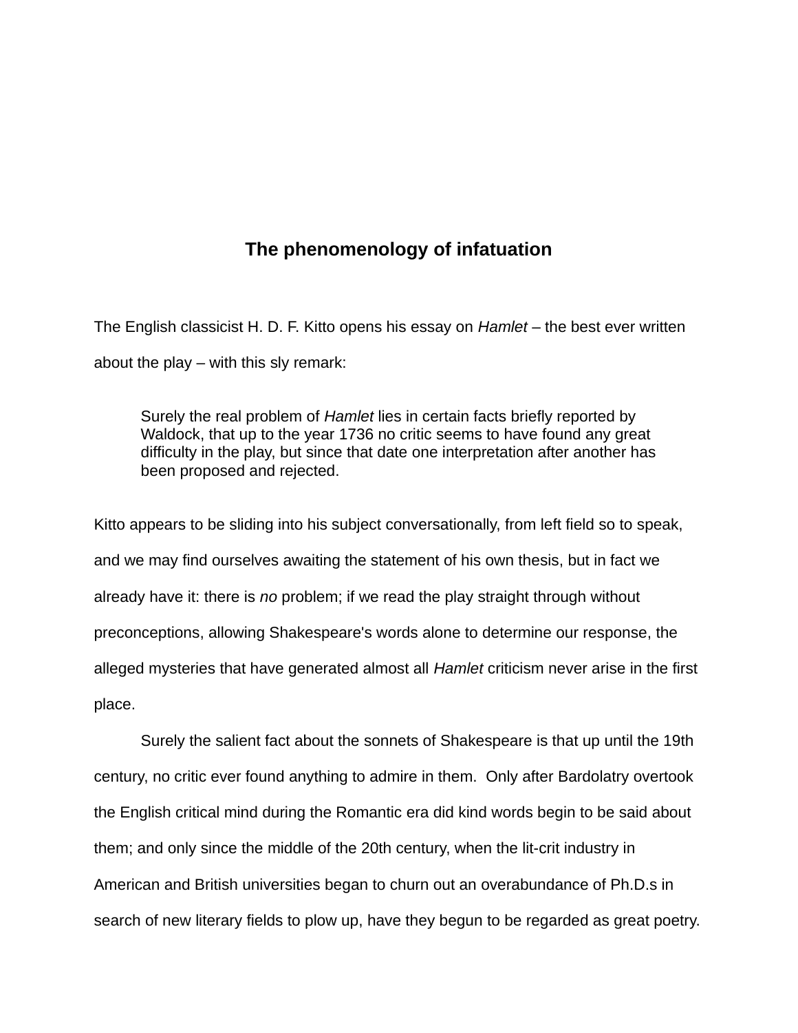# The phenomenology of infatuation

The English classicist H. D. F. Kitto opens his essay on *Hamlet* – the best ever written about the play – with this sly remark:

> Surely the real problem of *Hamlet* lies in certain facts briefly reported by Waldock, that up to the year 1736 no critic seems to have found any great difficulty in the play, but since that date one interpretation after another has been proposed and rejected.

Kitto appears to be sliding into his subject conversationally, from left field so to speak, and we may find ourselves awaiting the statement of his own thesis, but in fact we already have it: there is *no* problem; if we read the play straight through without preconceptions, allowing Shakespeare's words alone to determine our response, the alleged mysteries that have generated almost all *Hamlet* criticism never arise in the first place.

Surely the salient fact about the sonnets of Shakespeare is that up until the 19th century, no critic ever found anything to admire in them. Only after Bardolatry overtook the English critical mind during the Romantic era did kind words begin to be said about them; and only since the middle of the 20th century, when the lit-crit industry in American and British universities began to churn out an overabundance of Ph.D.s in search of new literary fields to plow up, have they begun to be regarded as great poetry.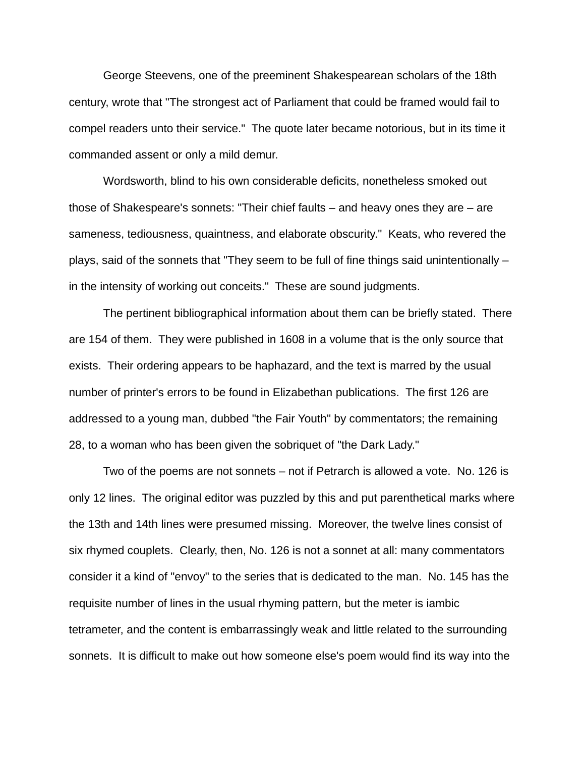George Steevens, one of the preeminent Shakespearean scholars of the 18th century, wrote that "The strongest act of Parliament that could be framed would fail to compel readers unto their service."  The quote later became notorious, but in its time it commanded assent or only a mild demur.

Wordsworth, blind to his own considerable deficits, nonetheless smoked out those of Shakespeare's sonnets: "Their chief faults – and heavy ones they are – are sameness, tediousness, quaintness, and elaborate obscurity."  Keats, who revered the plays, said of the sonnets that "They seem to be full of fine things said unintentionally – in the intensity of working out conceits."  These are sound judgments.

The pertinent bibliographical information about them can be briefly stated.  There are 154 of them.  They were published in 1608 in a volume that is the only source that exists.  Their ordering appears to be haphazard, and the text is marred by the usual number of printer's errors to be found in Elizabethan publications.  The first 126 are addressed to a young man, dubbed "the Fair Youth" by commentators; the remaining 28, to a woman who has been given the sobriquet of "the Dark Lady."

Two of the poems are not sonnets – not if Petrarch is allowed a vote.  No. 126 is only 12 lines.  The original editor was puzzled by this and put parenthetical marks where the 13th and 14th lines were presumed missing.  Moreover, the twelve lines consist of six rhymed couplets.  Clearly, then, No. 126 is not a sonnet at all: many commentators consider it a kind of "envoy" to the series that is dedicated to the man.  No. 145 has the requisite number of lines in the usual rhyming pattern, but the meter is iambic tetrameter, and the content is embarrassingly weak and little related to the surrounding sonnets.  It is difficult to make out how someone else's poem would find its way into the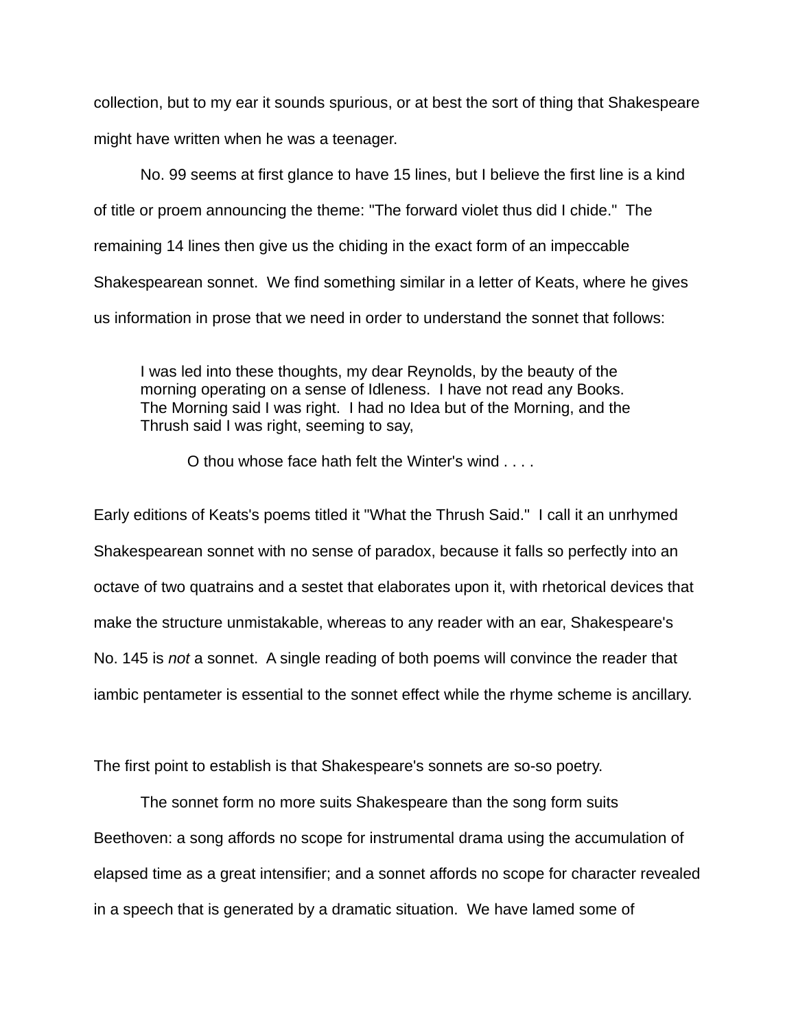collection, but to my ear it sounds spurious, or at best the sort of thing that Shakespeare might have written when he was a teenager.

No. 99 seems at first glance to have 15 lines, but I believe the first line is a kind of title or proem announcing the theme: "The forward violet thus did I chide." The remaining 14 lines then give us the chiding in the exact form of an impeccable Shakespearean sonnet. We find something similar in a letter of Keats, where he gives us information in prose that we need in order to understand the sonnet that follows:

> I was led into these thoughts, my dear Reynolds, by the beauty of the morning operating on a sense of Idleness. I have not read any Books. The Morning said I was right. I had no Idea but of the Morning, and the Thrush said I was right, seeming to say,
>
> O thou whose face hath felt the Winter's wind . . . .

Early editions of Keats's poems titled it "What the Thrush Said." I call it an unrhymed Shakespearean sonnet with no sense of paradox, because it falls so perfectly into an octave of two quatrains and a sestet that elaborates upon it, with rhetorical devices that make the structure unmistakable, whereas to any reader with an ear, Shakespeare's No. 145 is *not* a sonnet. A single reading of both poems will convince the reader that iambic pentameter is essential to the sonnet effect while the rhyme scheme is ancillary.

The first point to establish is that Shakespeare's sonnets are so-so poetry.

The sonnet form no more suits Shakespeare than the song form suits Beethoven: a song affords no scope for instrumental drama using the accumulation of elapsed time as a great intensifier; and a sonnet affords no scope for character revealed in a speech that is generated by a dramatic situation. We have lamed some of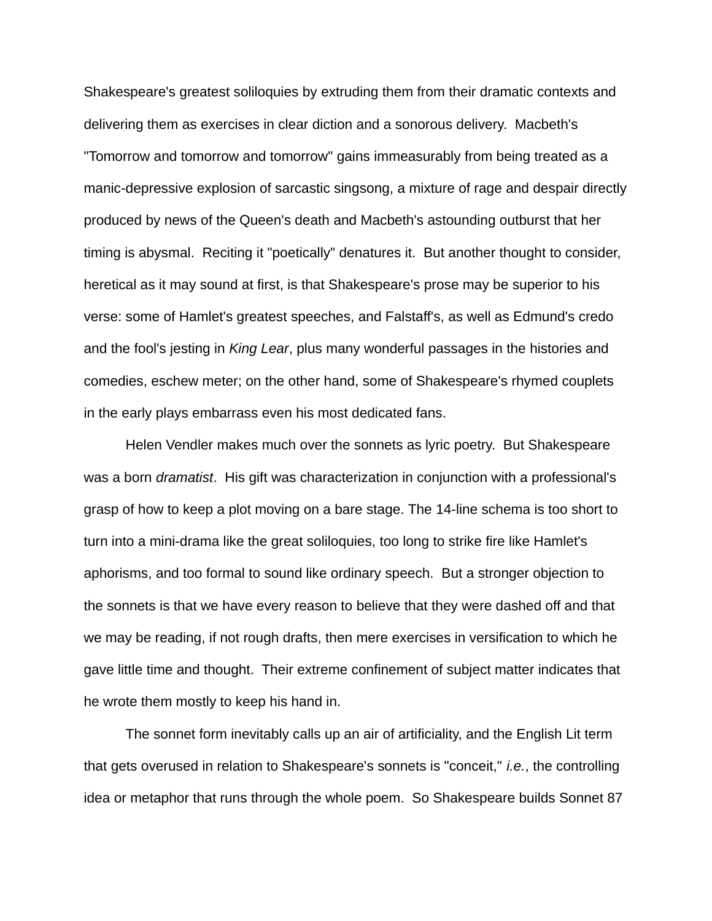Shakespeare's greatest soliloquies by extruding them from their dramatic contexts and delivering them as exercises in clear diction and a sonorous delivery. Macbeth's "Tomorrow and tomorrow and tomorrow" gains immeasurably from being treated as a manic-depressive explosion of sarcastic singsong, a mixture of rage and despair directly produced by news of the Queen's death and Macbeth's astounding outburst that her timing is abysmal. Reciting it "poetically" denatures it. But another thought to consider, heretical as it may sound at first, is that Shakespeare's prose may be superior to his verse: some of Hamlet's greatest speeches, and Falstaff's, as well as Edmund's credo and the fool's jesting in *King Lear*, plus many wonderful passages in the histories and comedies, eschew meter; on the other hand, some of Shakespeare's rhymed couplets in the early plays embarrass even his most dedicated fans.

Helen Vendler makes much over the sonnets as lyric poetry. But Shakespeare was a born *dramatist*. His gift was characterization in conjunction with a professional's grasp of how to keep a plot moving on a bare stage. The 14-line schema is too short to turn into a mini-drama like the great soliloquies, too long to strike fire like Hamlet's aphorisms, and too formal to sound like ordinary speech. But a stronger objection to the sonnets is that we have every reason to believe that they were dashed off and that we may be reading, if not rough drafts, then mere exercises in versification to which he gave little time and thought. Their extreme confinement of subject matter indicates that he wrote them mostly to keep his hand in.

The sonnet form inevitably calls up an air of artificiality, and the English Lit term that gets overused in relation to Shakespeare's sonnets is "conceit," *i.e.*, the controlling idea or metaphor that runs through the whole poem. So Shakespeare builds Sonnet 87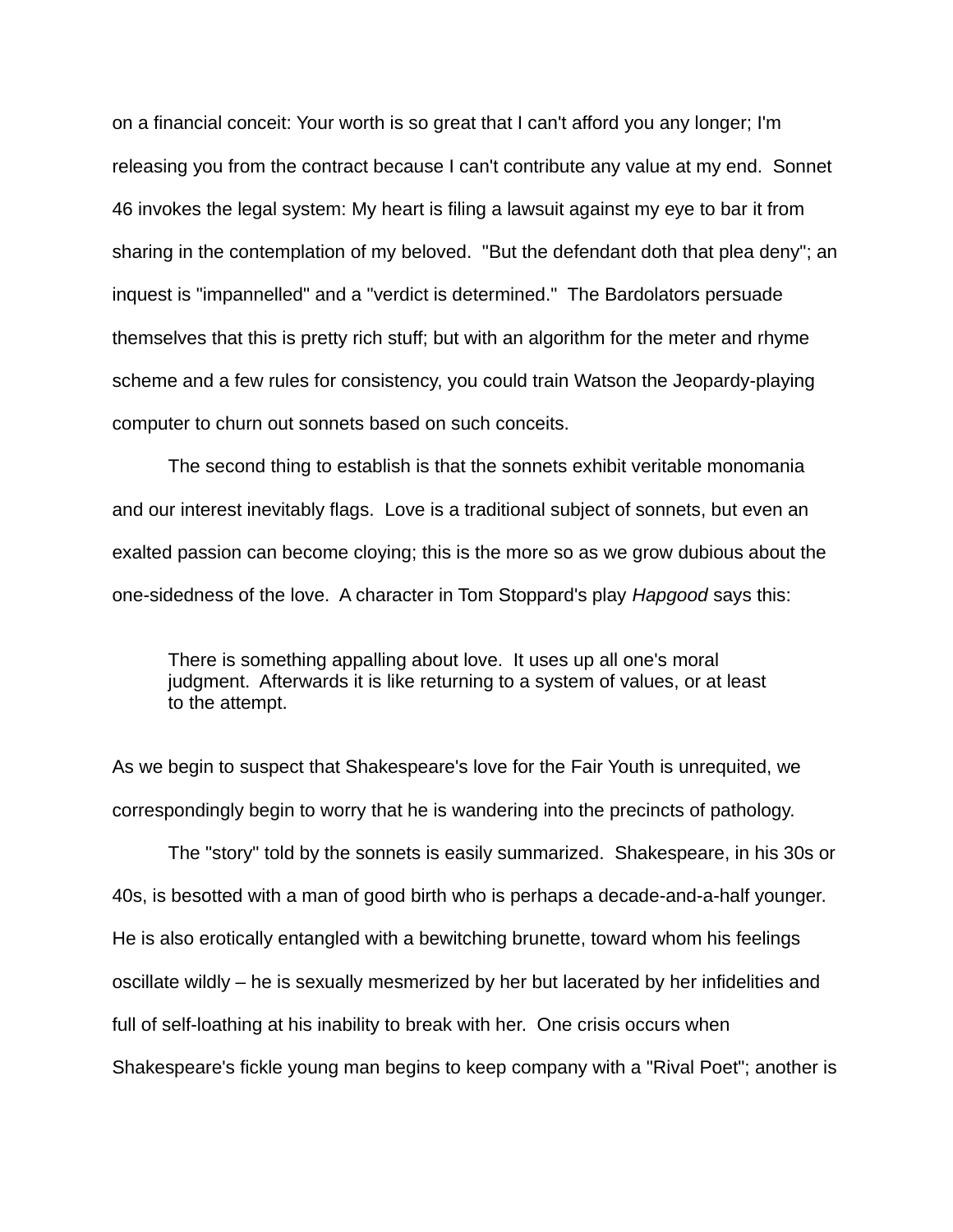on a financial conceit: Your worth is so great that I can't afford you any longer; I'm releasing you from the contract because I can't contribute any value at my end. Sonnet 46 invokes the legal system: My heart is filing a lawsuit against my eye to bar it from sharing in the contemplation of my beloved. "But the defendant doth that plea deny"; an inquest is "impannelled" and a "verdict is determined." The Bardolators persuade themselves that this is pretty rich stuff; but with an algorithm for the meter and rhyme scheme and a few rules for consistency, you could train Watson the Jeopardy-playing computer to churn out sonnets based on such conceits.

The second thing to establish is that the sonnets exhibit veritable monomania and our interest inevitably flags. Love is a traditional subject of sonnets, but even an exalted passion can become cloying; this is the more so as we grow dubious about the one-sidedness of the love. A character in Tom Stoppard's play *Hapgood* says this:

> There is something appalling about love. It uses up all one's moral judgment. Afterwards it is like returning to a system of values, or at least to the attempt.

As we begin to suspect that Shakespeare's love for the Fair Youth is unrequited, we correspondingly begin to worry that he is wandering into the precincts of pathology.

The "story" told by the sonnets is easily summarized. Shakespeare, in his 30s or 40s, is besotted with a man of good birth who is perhaps a decade-and-a-half younger. He is also erotically entangled with a bewitching brunette, toward whom his feelings oscillate wildly – he is sexually mesmerized by her but lacerated by her infidelities and full of self-loathing at his inability to break with her. One crisis occurs when Shakespeare's fickle young man begins to keep company with a "Rival Poet"; another is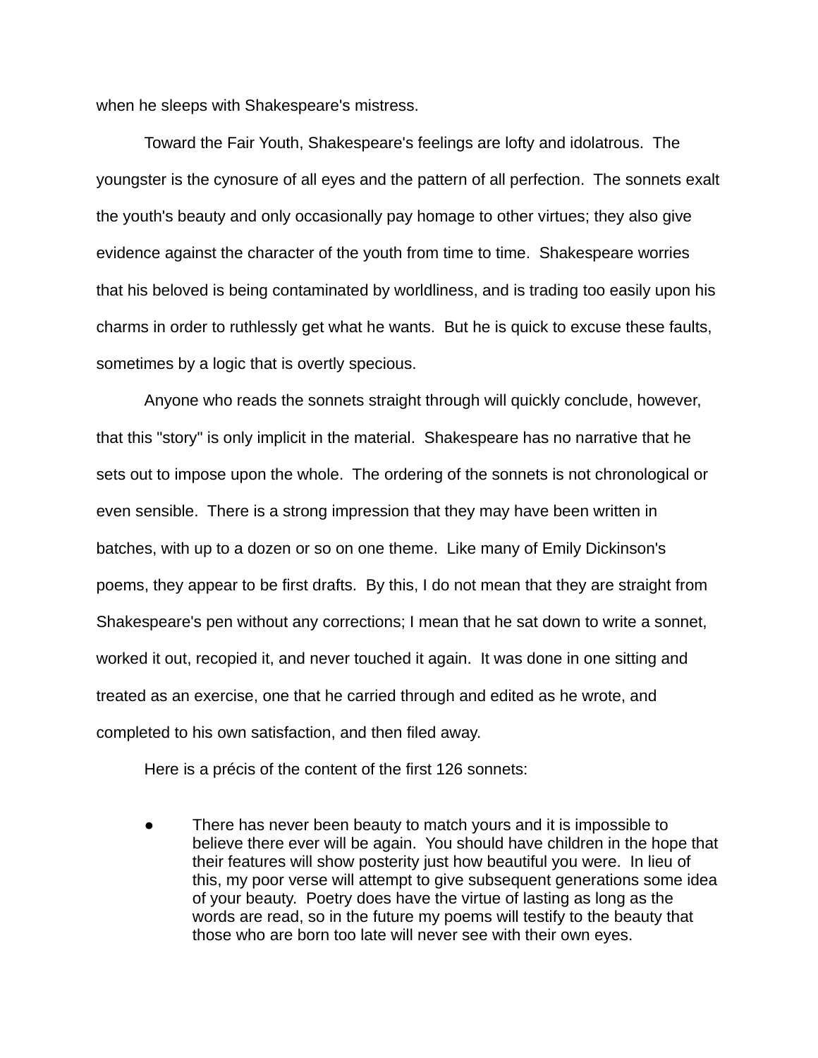when he sleeps with Shakespeare's mistress.

Toward the Fair Youth, Shakespeare's feelings are lofty and idolatrous. The youngster is the cynosure of all eyes and the pattern of all perfection. The sonnets exalt the youth's beauty and only occasionally pay homage to other virtues; they also give evidence against the character of the youth from time to time. Shakespeare worries that his beloved is being contaminated by worldliness, and is trading too easily upon his charms in order to ruthlessly get what he wants. But he is quick to excuse these faults, sometimes by a logic that is overtly specious.

Anyone who reads the sonnets straight through will quickly conclude, however, that this "story" is only implicit in the material. Shakespeare has no narrative that he sets out to impose upon the whole. The ordering of the sonnets is not chronological or even sensible. There is a strong impression that they may have been written in batches, with up to a dozen or so on one theme. Like many of Emily Dickinson's poems, they appear to be first drafts. By this, I do not mean that they are straight from Shakespeare's pen without any corrections; I mean that he sat down to write a sonnet, worked it out, recopied it, and never touched it again. It was done in one sitting and treated as an exercise, one that he carried through and edited as he wrote, and completed to his own satisfaction, and then filed away.

Here is a précis of the content of the first 126 sonnets:

- There has never been beauty to match yours and it is impossible to believe there ever will be again. You should have children in the hope that their features will show posterity just how beautiful you were. In lieu of this, my poor verse will attempt to give subsequent generations some idea of your beauty. Poetry does have the virtue of lasting as long as the words are read, so in the future my poems will testify to the beauty that those who are born too late will never see with their own eyes.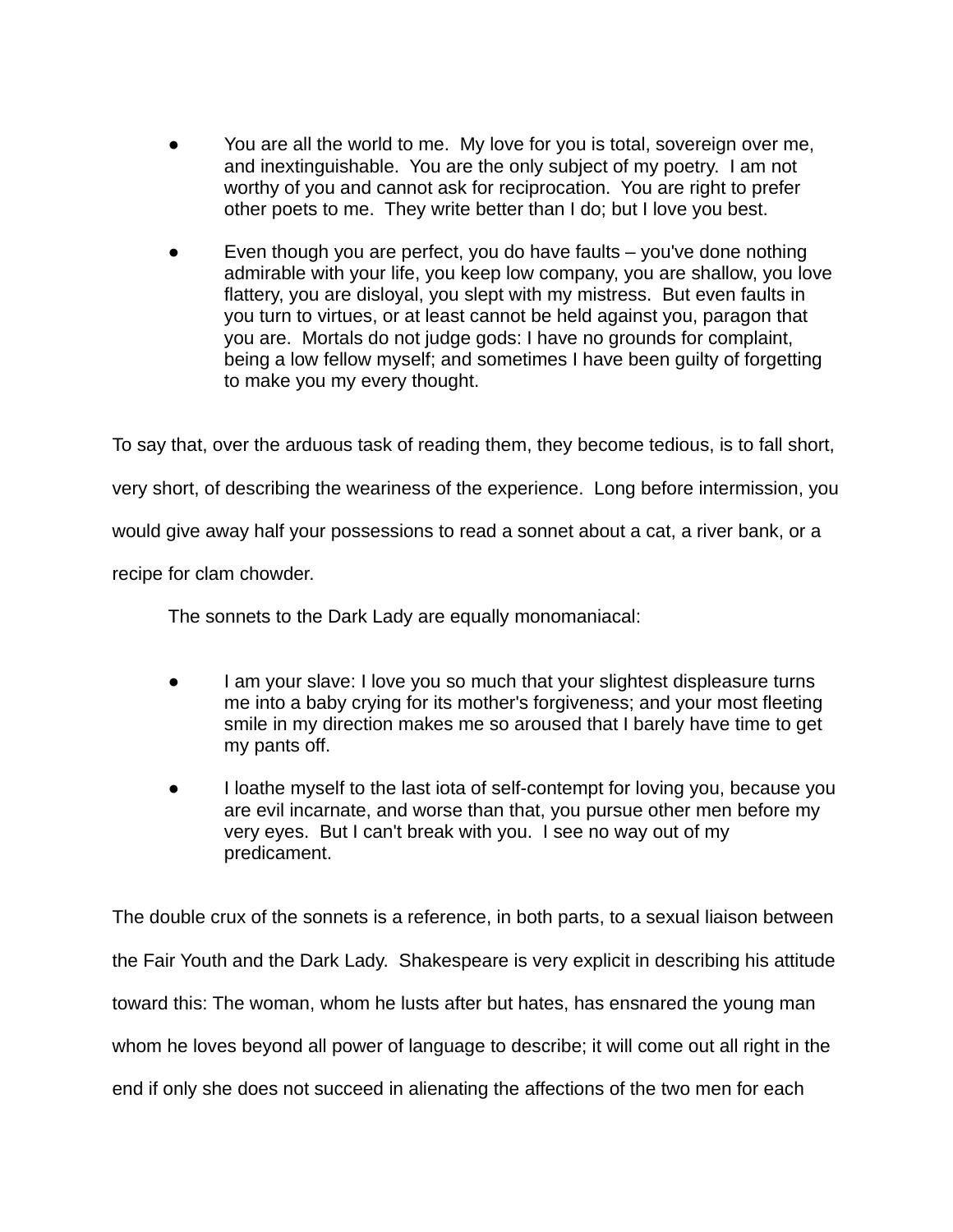- You are all the world to me. My love for you is total, sovereign over me, and inextinguishable. You are the only subject of my poetry. I am not worthy of you and cannot ask for reciprocation. You are right to prefer other poets to me. They write better than I do; but I love you best.

- Even though you are perfect, you do have faults – you've done nothing admirable with your life, you keep low company, you are shallow, you love flattery, you are disloyal, you slept with my mistress. But even faults in you turn to virtues, or at least cannot be held against you, paragon that you are. Mortals do not judge gods: I have no grounds for complaint, being a low fellow myself; and sometimes I have been guilty of forgetting to make you my every thought.

To say that, over the arduous task of reading them, they become tedious, is to fall short, very short, of describing the weariness of the experience. Long before intermission, you would give away half your possessions to read a sonnet about a cat, a river bank, or a recipe for clam chowder.

The sonnets to the Dark Lady are equally monomaniacal:

- I am your slave: I love you so much that your slightest displeasure turns me into a baby crying for its mother's forgiveness; and your most fleeting smile in my direction makes me so aroused that I barely have time to get my pants off.

- I loathe myself to the last iota of self-contempt for loving you, because you are evil incarnate, and worse than that, you pursue other men before my very eyes. But I can't break with you. I see no way out of my predicament.

The double crux of the sonnets is a reference, in both parts, to a sexual liaison between the Fair Youth and the Dark Lady. Shakespeare is very explicit in describing his attitude toward this: The woman, whom he lusts after but hates, has ensnared the young man whom he loves beyond all power of language to describe; it will come out all right in the end if only she does not succeed in alienating the affections of the two men for each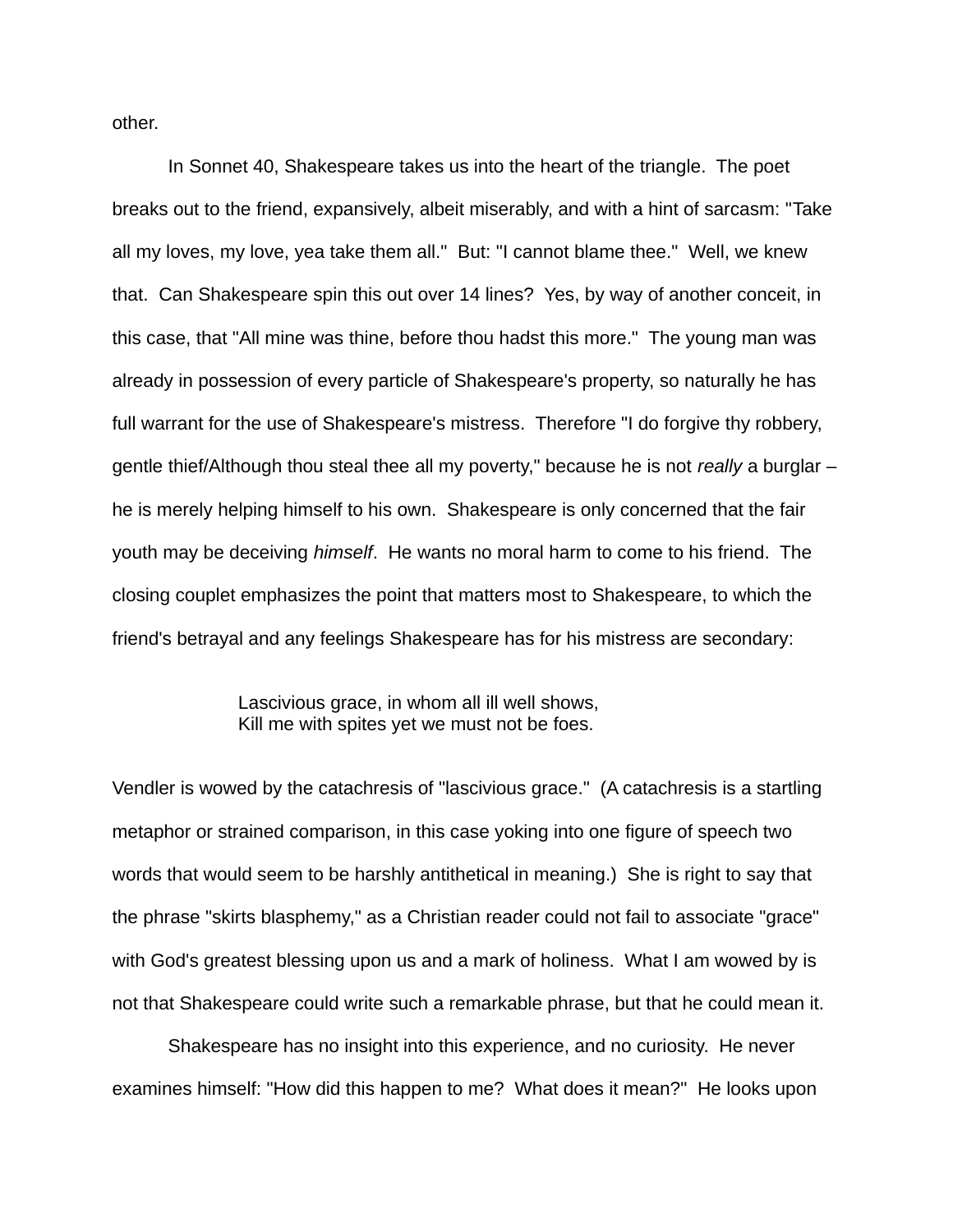other.

In Sonnet 40, Shakespeare takes us into the heart of the triangle. The poet breaks out to the friend, expansively, albeit miserably, and with a hint of sarcasm: "Take all my loves, my love, yea take them all." But: "I cannot blame thee." Well, we knew that. Can Shakespeare spin this out over 14 lines? Yes, by way of another conceit, in this case, that "All mine was thine, before thou hadst this more." The young man was already in possession of every particle of Shakespeare's property, so naturally he has full warrant for the use of Shakespeare's mistress. Therefore "I do forgive thy robbery, gentle thief/Although thou steal thee all my poverty," because he is not *really* a burglar – he is merely helping himself to his own. Shakespeare is only concerned that the fair youth may be deceiving *himself*. He wants no moral harm to come to his friend. The closing couplet emphasizes the point that matters most to Shakespeare, to which the friend's betrayal and any feelings Shakespeare has for his mistress are secondary:

> Lascivious grace, in whom all ill well shows,
> Kill me with spites yet we must not be foes.

Vendler is wowed by the catachresis of "lascivious grace." (A catachresis is a startling metaphor or strained comparison, in this case yoking into one figure of speech two words that would seem to be harshly antithetical in meaning.) She is right to say that the phrase "skirts blasphemy," as a Christian reader could not fail to associate "grace" with God's greatest blessing upon us and a mark of holiness. What I am wowed by is not that Shakespeare could write such a remarkable phrase, but that he could mean it.

Shakespeare has no insight into this experience, and no curiosity. He never examines himself: "How did this happen to me? What does it mean?" He looks upon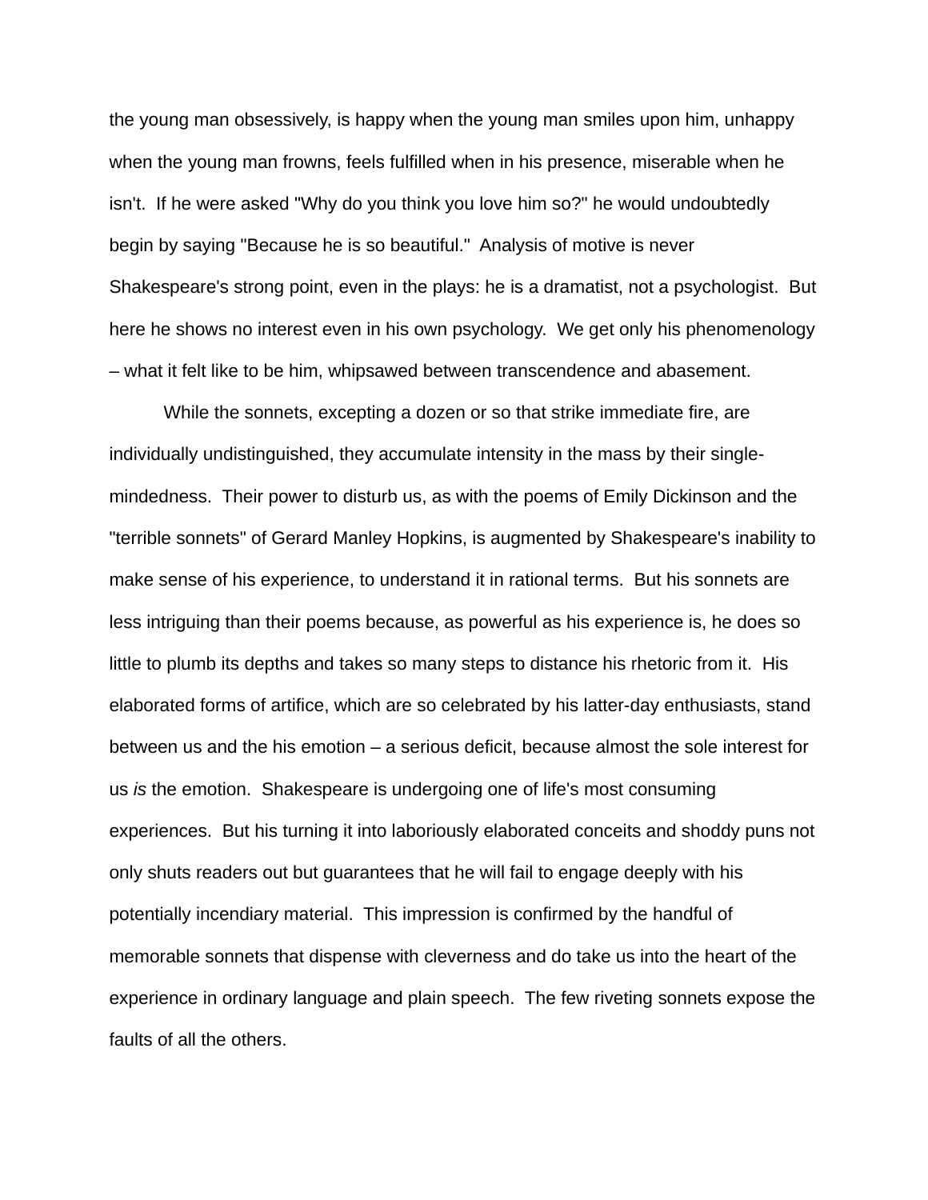the young man obsessively, is happy when the young man smiles upon him, unhappy when the young man frowns, feels fulfilled when in his presence, miserable when he isn't. If he were asked "Why do you think you love him so?" he would undoubtedly begin by saying "Because he is so beautiful." Analysis of motive is never Shakespeare's strong point, even in the plays: he is a dramatist, not a psychologist. But here he shows no interest even in his own psychology. We get only his phenomenology – what it felt like to be him, whipsawed between transcendence and abasement.

While the sonnets, excepting a dozen or so that strike immediate fire, are individually undistinguished, they accumulate intensity in the mass by their single-mindedness. Their power to disturb us, as with the poems of Emily Dickinson and the "terrible sonnets" of Gerard Manley Hopkins, is augmented by Shakespeare's inability to make sense of his experience, to understand it in rational terms. But his sonnets are less intriguing than their poems because, as powerful as his experience is, he does so little to plumb its depths and takes so many steps to distance his rhetoric from it. His elaborated forms of artifice, which are so celebrated by his latter-day enthusiasts, stand between us and the his emotion – a serious deficit, because almost the sole interest for us *is* the emotion. Shakespeare is undergoing one of life's most consuming experiences. But his turning it into laboriously elaborated conceits and shoddy puns not only shuts readers out but guarantees that he will fail to engage deeply with his potentially incendiary material. This impression is confirmed by the handful of memorable sonnets that dispense with cleverness and do take us into the heart of the experience in ordinary language and plain speech. The few riveting sonnets expose the faults of all the others.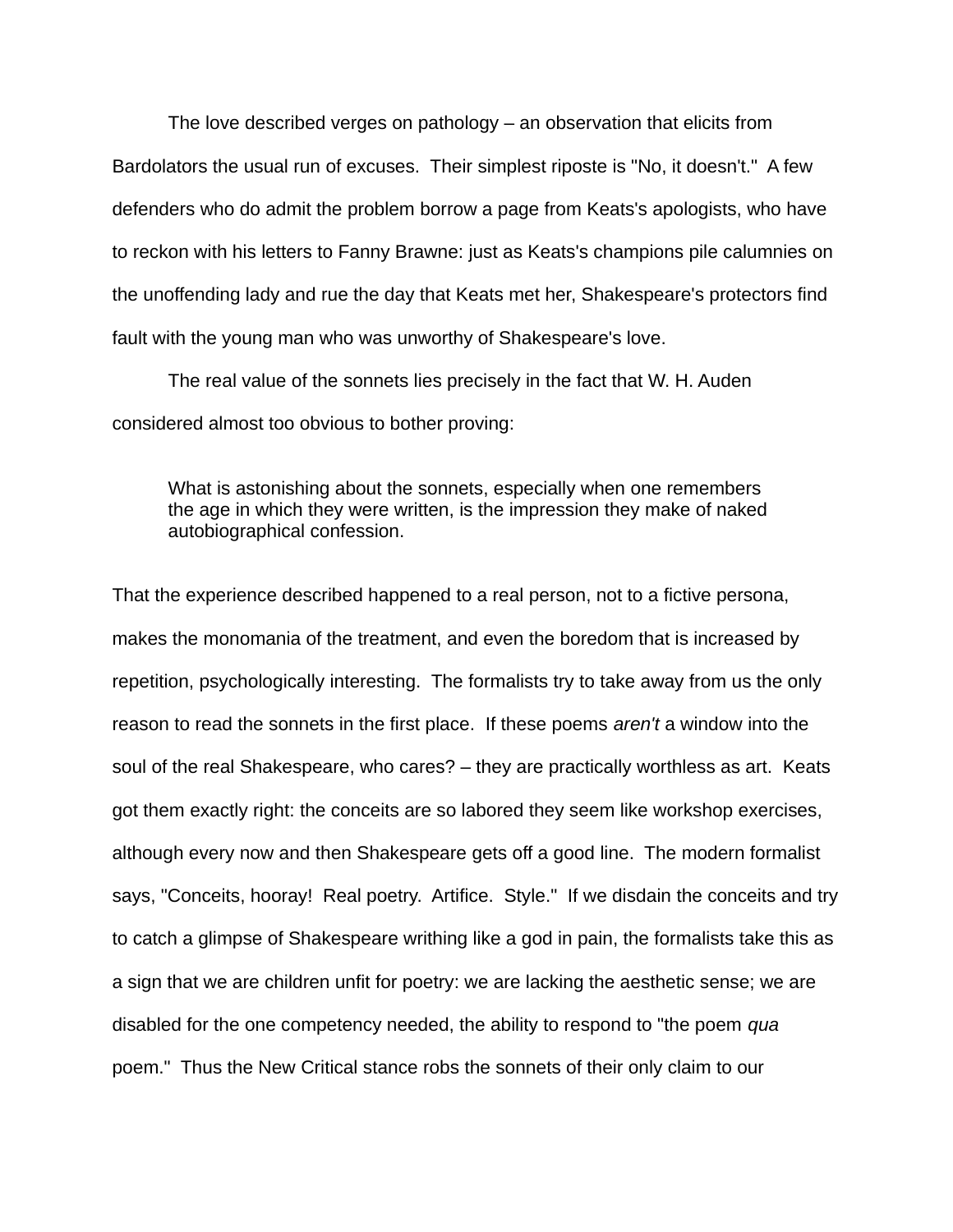The love described verges on pathology – an observation that elicits from Bardolators the usual run of excuses.  Their simplest riposte is "No, it doesn't."  A few defenders who do admit the problem borrow a page from Keats's apologists, who have to reckon with his letters to Fanny Brawne: just as Keats's champions pile calumnies on the unoffending lady and rue the day that Keats met her, Shakespeare's protectors find fault with the young man who was unworthy of Shakespeare's love.

The real value of the sonnets lies precisely in the fact that W. H. Auden considered almost too obvious to bother proving:

> What is astonishing about the sonnets, especially when one remembers the age in which they were written, is the impression they make of naked autobiographical confession.

That the experience described happened to a real person, not to a fictive persona, makes the monomania of the treatment, and even the boredom that is increased by repetition, psychologically interesting.  The formalists try to take away from us the only reason to read the sonnets in the first place.  If these poems *aren't* a window into the soul of the real Shakespeare, who cares? – they are practically worthless as art.  Keats got them exactly right: the conceits are so labored they seem like workshop exercises, although every now and then Shakespeare gets off a good line.  The modern formalist says, "Conceits, hooray!  Real poetry.  Artifice.  Style."  If we disdain the conceits and try to catch a glimpse of Shakespeare writhing like a god in pain, the formalists take this as a sign that we are children unfit for poetry: we are lacking the aesthetic sense; we are disabled for the one competency needed, the ability to respond to "the poem *qua* poem."  Thus the New Critical stance robs the sonnets of their only claim to our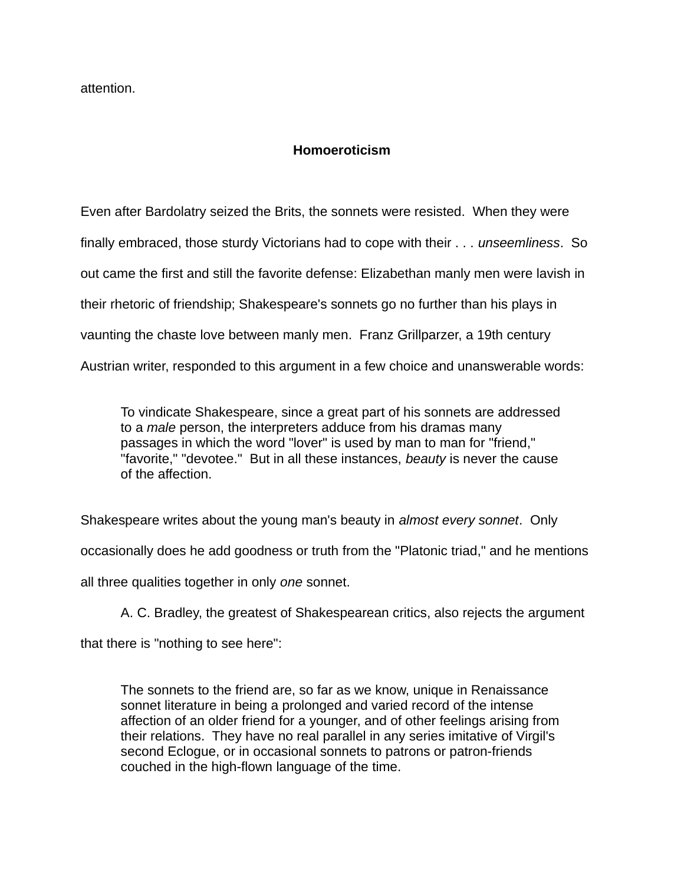attention.

## Homoeroticism

Even after Bardolatry seized the Brits, the sonnets were resisted. When they were finally embraced, those sturdy Victorians had to cope with their . . . *unseemliness*. So out came the first and still the favorite defense: Elizabethan manly men were lavish in their rhetoric of friendship; Shakespeare's sonnets go no further than his plays in vaunting the chaste love between manly men. Franz Grillparzer, a 19th century Austrian writer, responded to this argument in a few choice and unanswerable words:

> To vindicate Shakespeare, since a great part of his sonnets are addressed to a *male* person, the interpreters adduce from his dramas many passages in which the word "lover" is used by man to man for "friend," "favorite," "devotee." But in all these instances, *beauty* is never the cause of the affection.

Shakespeare writes about the young man's beauty in *almost every sonnet*. Only occasionally does he add goodness or truth from the "Platonic triad," and he mentions all three qualities together in only *one* sonnet.

A. C. Bradley, the greatest of Shakespearean critics, also rejects the argument that there is "nothing to see here":

> The sonnets to the friend are, so far as we know, unique in Renaissance sonnet literature in being a prolonged and varied record of the intense affection of an older friend for a younger, and of other feelings arising from their relations. They have no real parallel in any series imitative of Virgil's second Eclogue, or in occasional sonnets to patrons or patron-friends couched in the high-flown language of the time.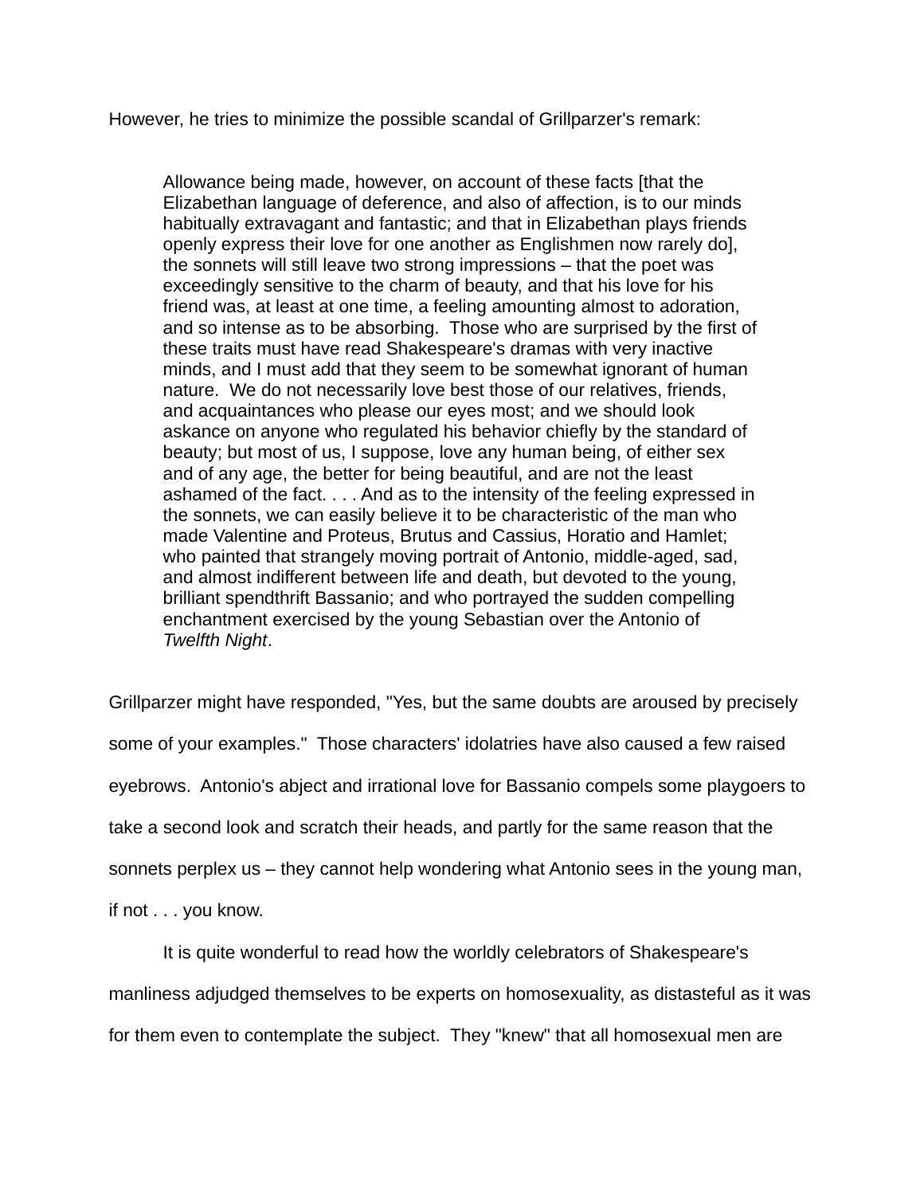However, he tries to minimize the possible scandal of Grillparzer's remark:

> Allowance being made, however, on account of these facts [that the Elizabethan language of deference, and also of affection, is to our minds habitually extravagant and fantastic; and that in Elizabethan plays friends openly express their love for one another as Englishmen now rarely do], the sonnets will still leave two strong impressions – that the poet was exceedingly sensitive to the charm of beauty, and that his love for his friend was, at least at one time, a feeling amounting almost to adoration, and so intense as to be absorbing. Those who are surprised by the first of these traits must have read Shakespeare's dramas with very inactive minds, and I must add that they seem to be somewhat ignorant of human nature. We do not necessarily love best those of our relatives, friends, and acquaintances who please our eyes most; and we should look askance on anyone who regulated his behavior chiefly by the standard of beauty; but most of us, I suppose, love any human being, of either sex and of any age, the better for being beautiful, and are not the least ashamed of the fact. . . . And as to the intensity of the feeling expressed in the sonnets, we can easily believe it to be characteristic of the man who made Valentine and Proteus, Brutus and Cassius, Horatio and Hamlet; who painted that strangely moving portrait of Antonio, middle-aged, sad, and almost indifferent between life and death, but devoted to the young, brilliant spendthrift Bassanio; and who portrayed the sudden compelling enchantment exercised by the young Sebastian over the Antonio of *Twelfth Night*.

Grillparzer might have responded, "Yes, but the same doubts are aroused by precisely some of your examples." Those characters' idolatries have also caused a few raised eyebrows. Antonio's abject and irrational love for Bassanio compels some playgoers to take a second look and scratch their heads, and partly for the same reason that the sonnets perplex us – they cannot help wondering what Antonio sees in the young man, if not . . . you know.

It is quite wonderful to read how the worldly celebrators of Shakespeare's manliness adjudged themselves to be experts on homosexuality, as distasteful as it was for them even to contemplate the subject. They "knew" that all homosexual men are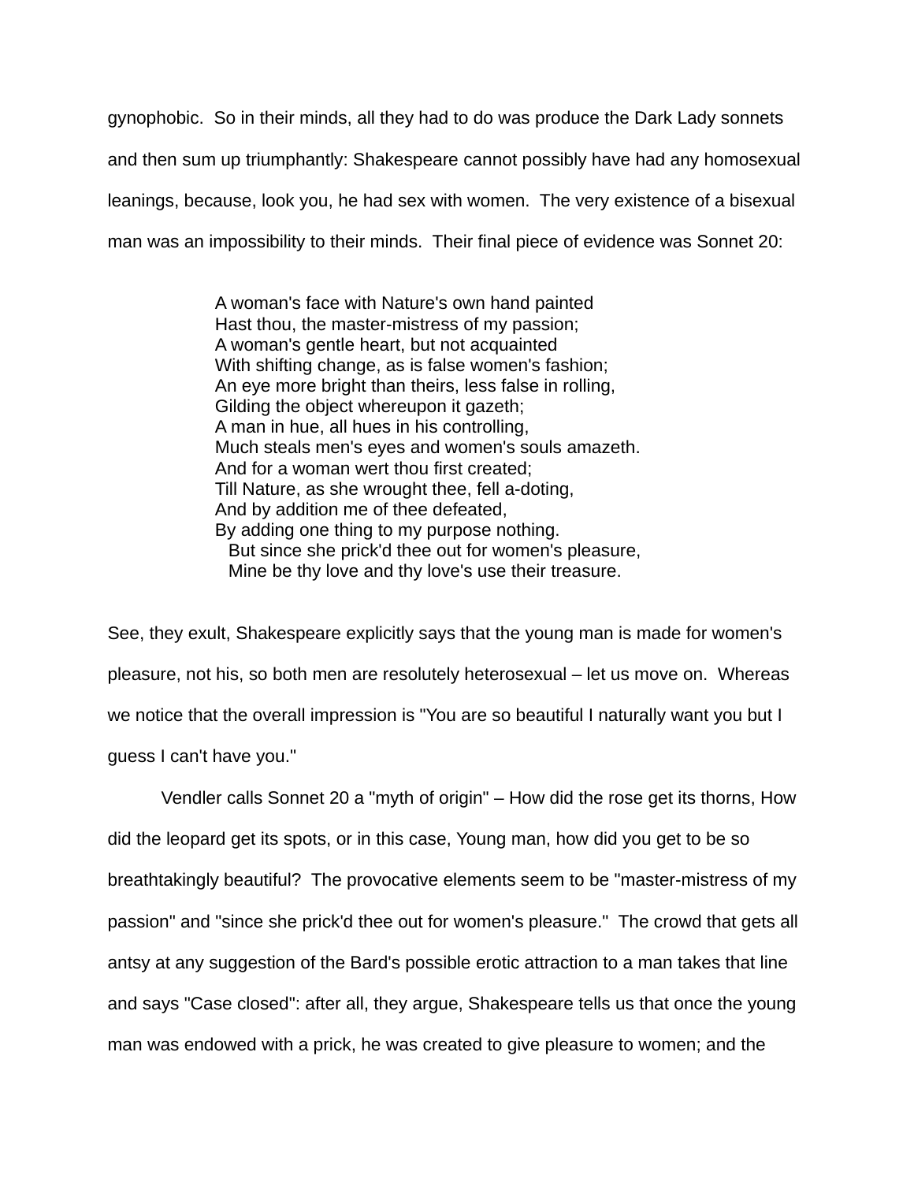gynophobic. So in their minds, all they had to do was produce the Dark Lady sonnets and then sum up triumphantly: Shakespeare cannot possibly have had any homosexual leanings, because, look you, he had sex with women. The very existence of a bisexual man was an impossibility to their minds. Their final piece of evidence was Sonnet 20:

> A woman's face with Nature's own hand painted
> Hast thou, the master-mistress of my passion;
> A woman's gentle heart, but not acquainted
> With shifting change, as is false women's fashion;
> An eye more bright than theirs, less false in rolling,
> Gilding the object whereupon it gazeth;
> A man in hue, all hues in his controlling,
> Much steals men's eyes and women's souls amazeth.
> And for a woman wert thou first created;
> Till Nature, as she wrought thee, fell a-doting,
> And by addition me of thee defeated,
> By adding one thing to my purpose nothing.
>   But since she prick'd thee out for women's pleasure,
>   Mine be thy love and thy love's use their treasure.

See, they exult, Shakespeare explicitly says that the young man is made for women's pleasure, not his, so both men are resolutely heterosexual – let us move on. Whereas we notice that the overall impression is "You are so beautiful I naturally want you but I guess I can't have you."

Vendler calls Sonnet 20 a "myth of origin" – How did the rose get its thorns, How did the leopard get its spots, or in this case, Young man, how did you get to be so breathtakingly beautiful? The provocative elements seem to be "master-mistress of my passion" and "since she prick'd thee out for women's pleasure." The crowd that gets all antsy at any suggestion of the Bard's possible erotic attraction to a man takes that line and says "Case closed": after all, they argue, Shakespeare tells us that once the young man was endowed with a prick, he was created to give pleasure to women; and the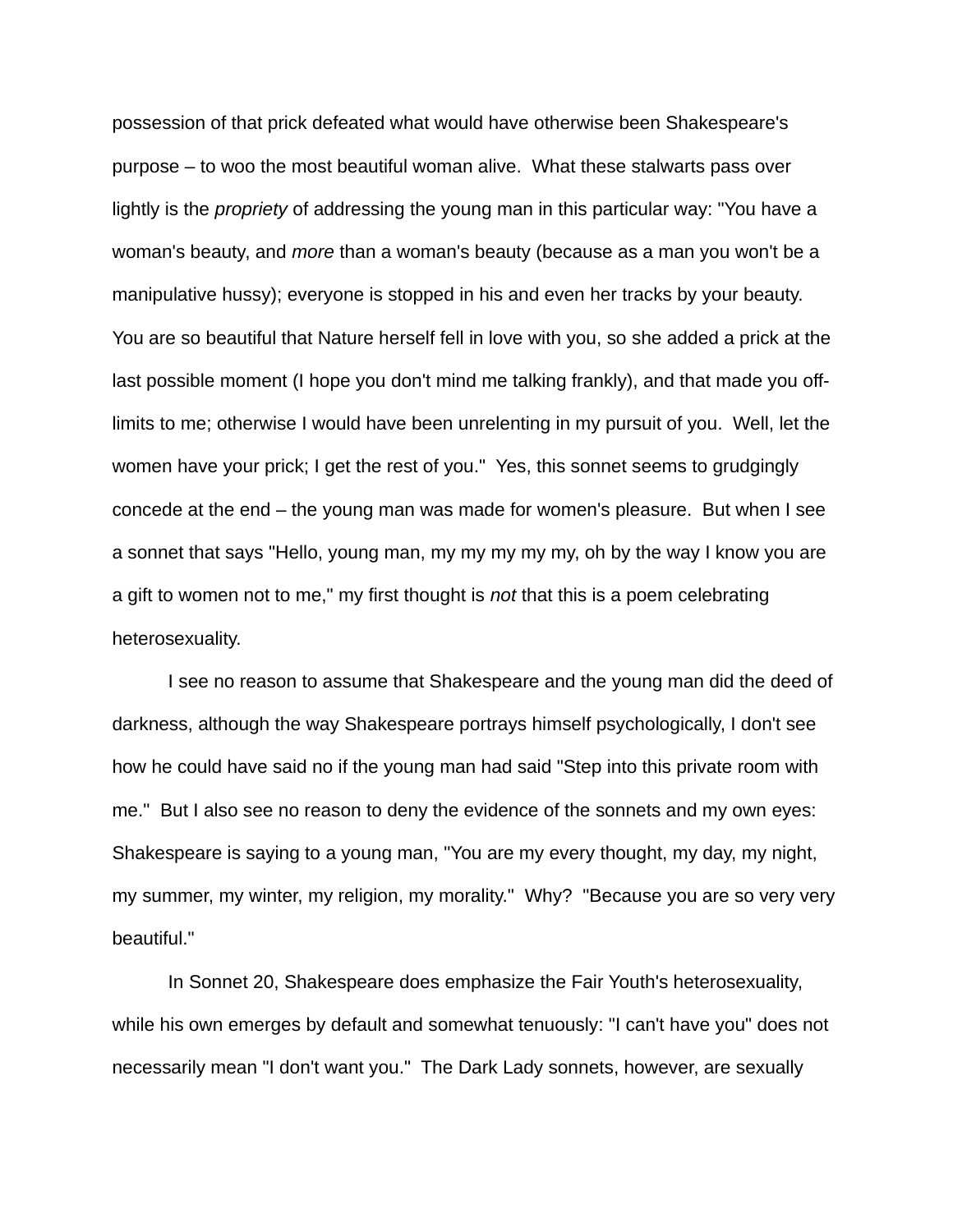possession of that prick defeated what would have otherwise been Shakespeare's purpose – to woo the most beautiful woman alive. What these stalwarts pass over lightly is the *propriety* of addressing the young man in this particular way: "You have a woman's beauty, and *more* than a woman's beauty (because as a man you won't be a manipulative hussy); everyone is stopped in his and even her tracks by your beauty. You are so beautiful that Nature herself fell in love with you, so she added a prick at the last possible moment (I hope you don't mind me talking frankly), and that made you off-limits to me; otherwise I would have been unrelenting in my pursuit of you. Well, let the women have your prick; I get the rest of you." Yes, this sonnet seems to grudgingly concede at the end – the young man was made for women's pleasure. But when I see a sonnet that says "Hello, young man, my my my my my, oh by the way I know you are a gift to women not to me," my first thought is *not* that this is a poem celebrating heterosexuality.

I see no reason to assume that Shakespeare and the young man did the deed of darkness, although the way Shakespeare portrays himself psychologically, I don't see how he could have said no if the young man had said "Step into this private room with me." But I also see no reason to deny the evidence of the sonnets and my own eyes: Shakespeare is saying to a young man, "You are my every thought, my day, my night, my summer, my winter, my religion, my morality." Why? "Because you are so very very beautiful."

In Sonnet 20, Shakespeare does emphasize the Fair Youth's heterosexuality, while his own emerges by default and somewhat tenuously: "I can't have you" does not necessarily mean "I don't want you." The Dark Lady sonnets, however, are sexually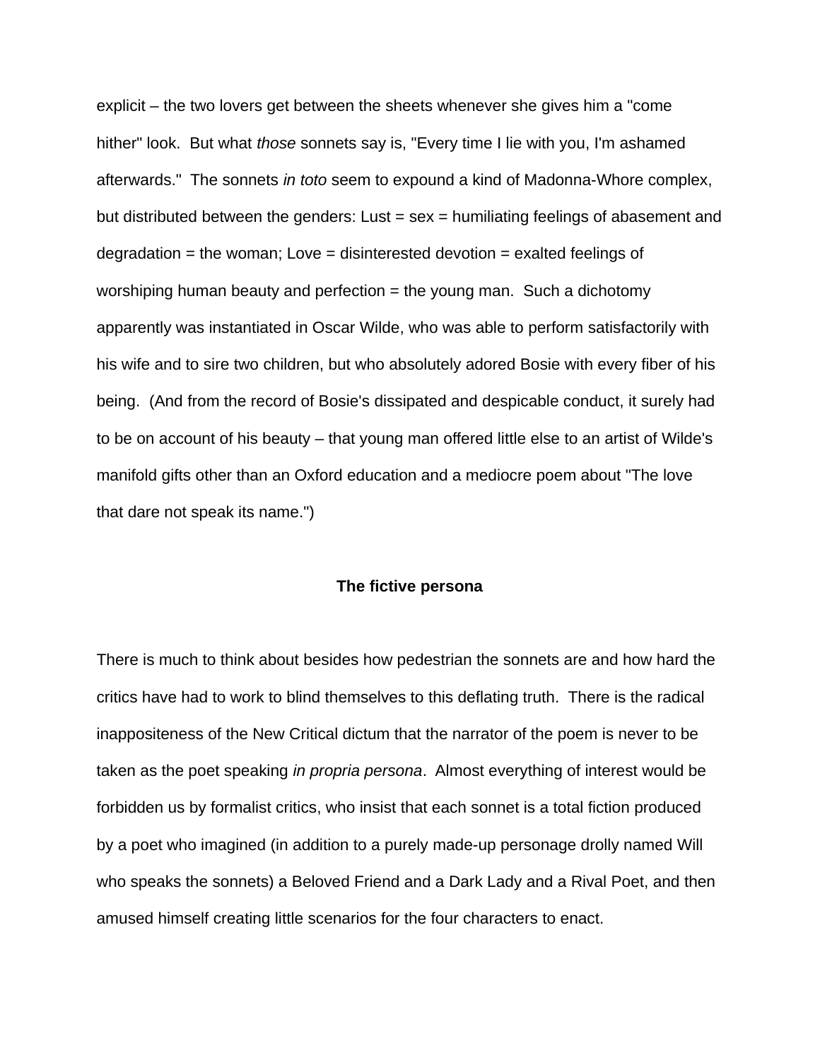explicit – the two lovers get between the sheets whenever she gives him a "come hither" look. But what *those* sonnets say is, "Every time I lie with you, I'm ashamed afterwards." The sonnets *in toto* seem to expound a kind of Madonna-Whore complex, but distributed between the genders: Lust = sex = humiliating feelings of abasement and degradation = the woman; Love = disinterested devotion = exalted feelings of worshiping human beauty and perfection = the young man. Such a dichotomy apparently was instantiated in Oscar Wilde, who was able to perform satisfactorily with his wife and to sire two children, but who absolutely adored Bosie with every fiber of his being. (And from the record of Bosie's dissipated and despicable conduct, it surely had to be on account of his beauty – that young man offered little else to an artist of Wilde's manifold gifts other than an Oxford education and a mediocre poem about "The love that dare not speak its name.")

## The fictive persona

There is much to think about besides how pedestrian the sonnets are and how hard the critics have had to work to blind themselves to this deflating truth. There is the radical inappositeness of the New Critical dictum that the narrator of the poem is never to be taken as the poet speaking *in propria persona*. Almost everything of interest would be forbidden us by formalist critics, who insist that each sonnet is a total fiction produced by a poet who imagined (in addition to a purely made-up personage drolly named Will who speaks the sonnets) a Beloved Friend and a Dark Lady and a Rival Poet, and then amused himself creating little scenarios for the four characters to enact.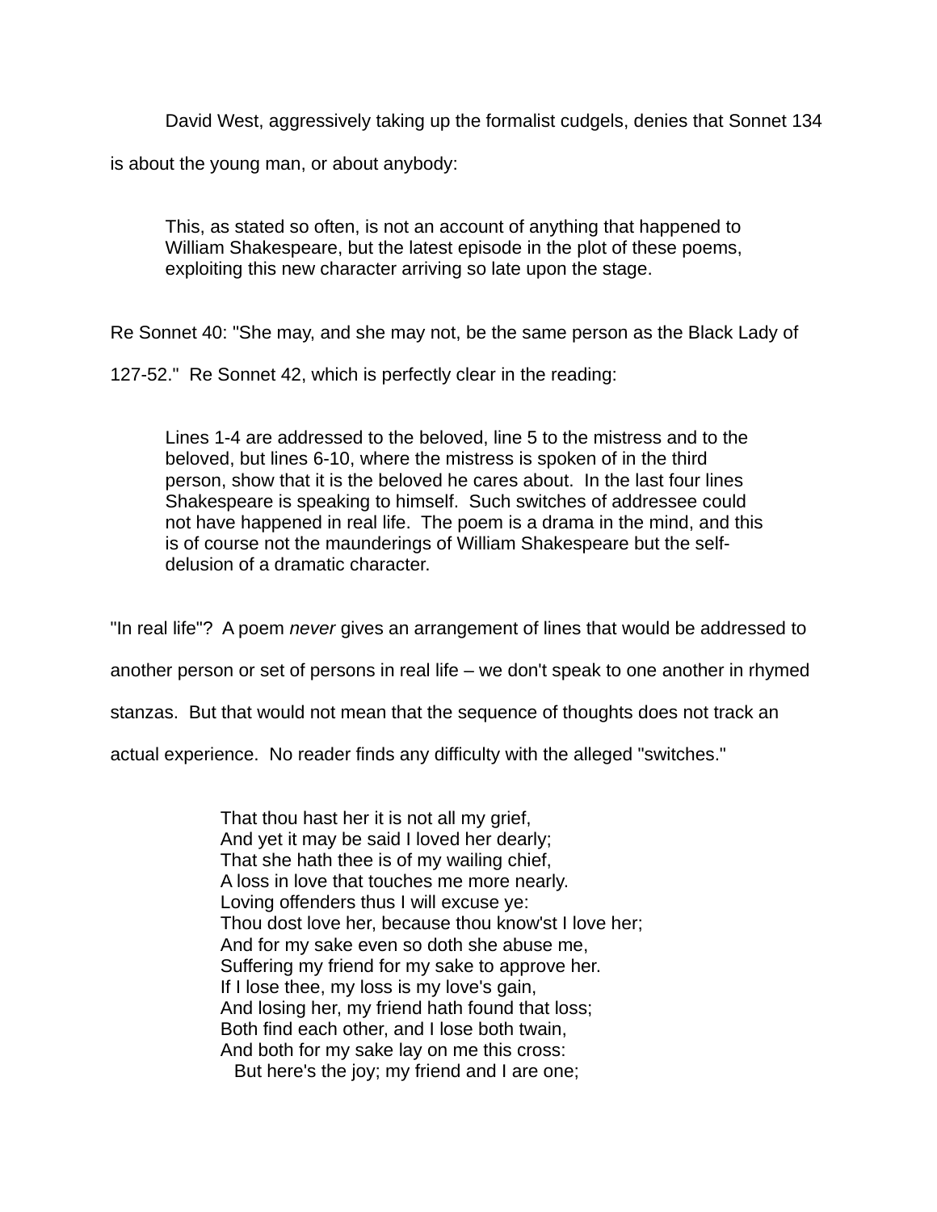David West, aggressively taking up the formalist cudgels, denies that Sonnet 134 is about the young man, or about anybody:

> This, as stated so often, is not an account of anything that happened to William Shakespeare, but the latest episode in the plot of these poems, exploiting this new character arriving so late upon the stage.

Re Sonnet 40: "She may, and she may not, be the same person as the Black Lady of 127-52." Re Sonnet 42, which is perfectly clear in the reading:

> Lines 1-4 are addressed to the beloved, line 5 to the mistress and to the beloved, but lines 6-10, where the mistress is spoken of in the third person, show that it is the beloved he cares about. In the last four lines Shakespeare is speaking to himself. Such switches of addressee could not have happened in real life. The poem is a drama in the mind, and this is of course not the maunderings of William Shakespeare but the self-delusion of a dramatic character.

"In real life"? A poem *never* gives an arrangement of lines that would be addressed to another person or set of persons in real life – we don't speak to one another in rhymed stanzas. But that would not mean that the sequence of thoughts does not track an actual experience. No reader finds any difficulty with the alleged "switches."

> That thou hast her it is not all my grief,
> And yet it may be said I loved her dearly;
> That she hath thee is of my wailing chief,
> A loss in love that touches me more nearly.
> Loving offenders thus I will excuse ye:
> Thou dost love her, because thou know'st I love her;
> And for my sake even so doth she abuse me,
> Suffering my friend for my sake to approve her.
> If I lose thee, my loss is my love's gain,
> And losing her, my friend hath found that loss;
> Both find each other, and I lose both twain,
> And both for my sake lay on me this cross:
>   But here's the joy; my friend and I are one;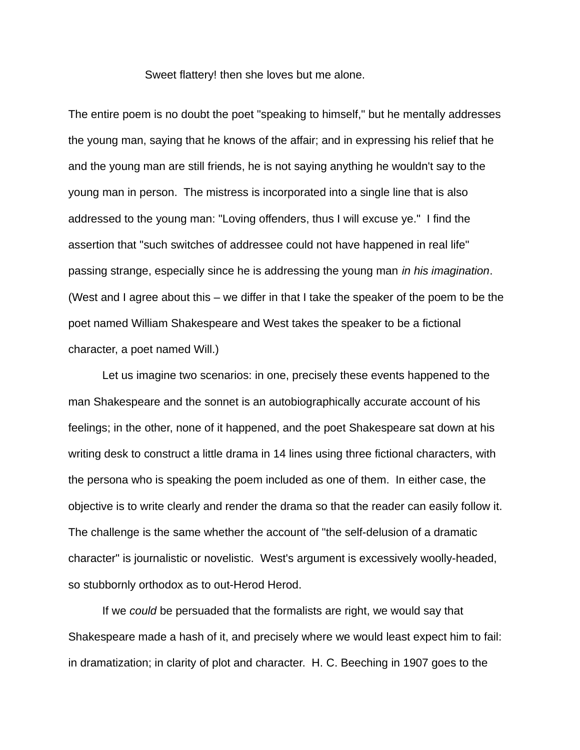Sweet flattery! then she loves but me alone.

The entire poem is no doubt the poet "speaking to himself," but he mentally addresses the young man, saying that he knows of the affair; and in expressing his relief that he and the young man are still friends, he is not saying anything he wouldn't say to the young man in person.  The mistress is incorporated into a single line that is also addressed to the young man: "Loving offenders, thus I will excuse ye."  I find the assertion that "such switches of addressee could not have happened in real life" passing strange, especially since he is addressing the young man *in his imagination*. (West and I agree about this – we differ in that I take the speaker of the poem to be the poet named William Shakespeare and West takes the speaker to be a fictional character, a poet named Will.)

Let us imagine two scenarios: in one, precisely these events happened to the man Shakespeare and the sonnet is an autobiographically accurate account of his feelings; in the other, none of it happened, and the poet Shakespeare sat down at his writing desk to construct a little drama in 14 lines using three fictional characters, with the persona who is speaking the poem included as one of them.  In either case, the objective is to write clearly and render the drama so that the reader can easily follow it. The challenge is the same whether the account of "the self-delusion of a dramatic character" is journalistic or novelistic.  West's argument is excessively woolly-headed, so stubbornly orthodox as to out-Herod Herod.

If we *could* be persuaded that the formalists are right, we would say that Shakespeare made a hash of it, and precisely where we would least expect him to fail: in dramatization; in clarity of plot and character.  H. C. Beeching in 1907 goes to the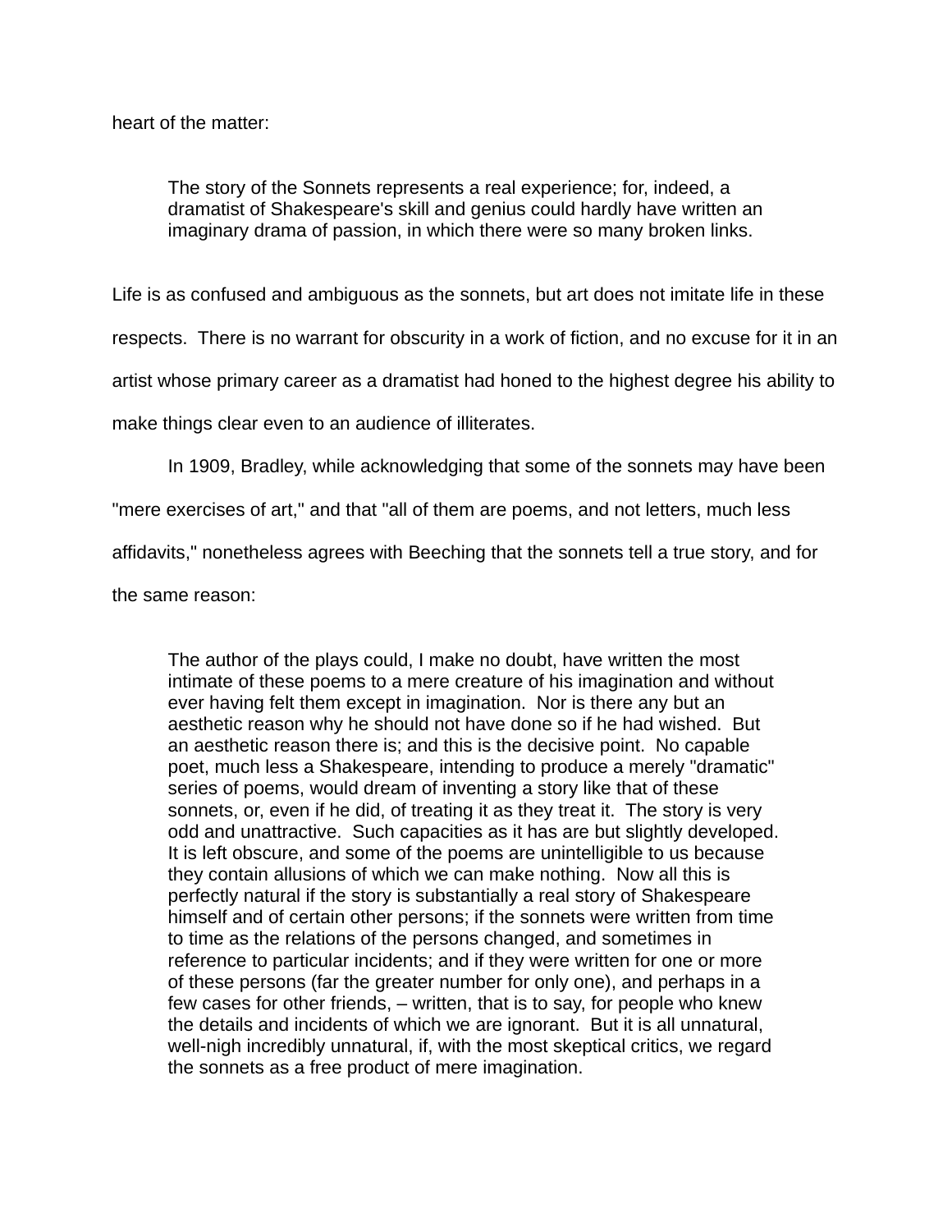heart of the matter:

> The story of the Sonnets represents a real experience; for, indeed, a dramatist of Shakespeare's skill and genius could hardly have written an imaginary drama of passion, in which there were so many broken links.

Life is as confused and ambiguous as the sonnets, but art does not imitate life in these respects. There is no warrant for obscurity in a work of fiction, and no excuse for it in an artist whose primary career as a dramatist had honed to the highest degree his ability to make things clear even to an audience of illiterates.

In 1909, Bradley, while acknowledging that some of the sonnets may have been "mere exercises of art," and that "all of them are poems, and not letters, much less affidavits," nonetheless agrees with Beeching that the sonnets tell a true story, and for the same reason:

> The author of the plays could, I make no doubt, have written the most intimate of these poems to a mere creature of his imagination and without ever having felt them except in imagination. Nor is there any but an aesthetic reason why he should not have done so if he had wished. But an aesthetic reason there is; and this is the decisive point. No capable poet, much less a Shakespeare, intending to produce a merely "dramatic" series of poems, would dream of inventing a story like that of these sonnets, or, even if he did, of treating it as they treat it. The story is very odd and unattractive. Such capacities as it has are but slightly developed. It is left obscure, and some of the poems are unintelligible to us because they contain allusions of which we can make nothing. Now all this is perfectly natural if the story is substantially a real story of Shakespeare himself and of certain other persons; if the sonnets were written from time to time as the relations of the persons changed, and sometimes in reference to particular incidents; and if they were written for one or more of these persons (far the greater number for only one), and perhaps in a few cases for other friends, – written, that is to say, for people who knew the details and incidents of which we are ignorant. But it is all unnatural, well-nigh incredibly unnatural, if, with the most skeptical critics, we regard the sonnets as a free product of mere imagination.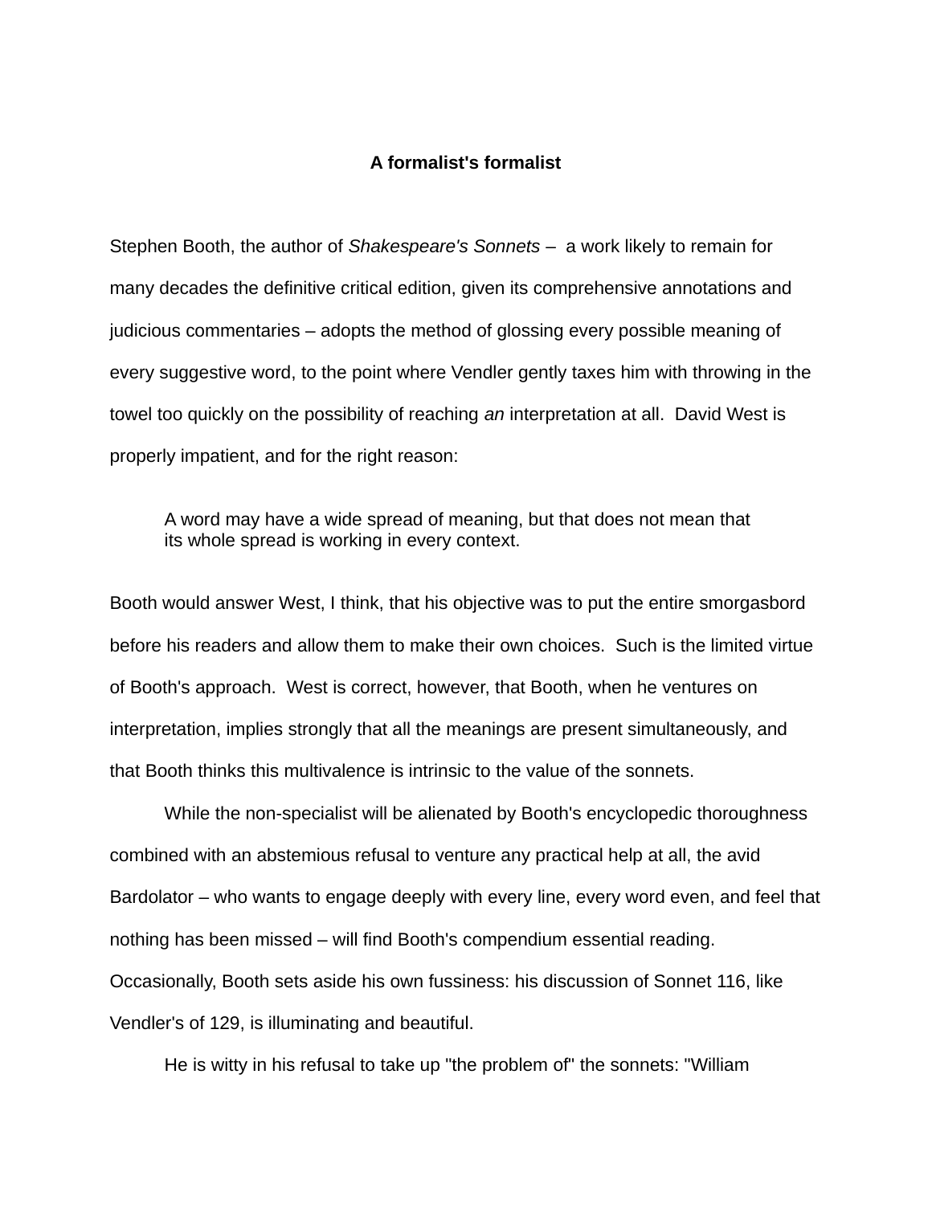## A formalist's formalist

Stephen Booth, the author of *Shakespeare's Sonnets* – a work likely to remain for many decades the definitive critical edition, given its comprehensive annotations and judicious commentaries – adopts the method of glossing every possible meaning of every suggestive word, to the point where Vendler gently taxes him with throwing in the towel too quickly on the possibility of reaching *an* interpretation at all. David West is properly impatient, and for the right reason:

> A word may have a wide spread of meaning, but that does not mean that its whole spread is working in every context.

Booth would answer West, I think, that his objective was to put the entire smorgasbord before his readers and allow them to make their own choices. Such is the limited virtue of Booth's approach. West is correct, however, that Booth, when he ventures on interpretation, implies strongly that all the meanings are present simultaneously, and that Booth thinks this multivalence is intrinsic to the value of the sonnets.

While the non-specialist will be alienated by Booth's encyclopedic thoroughness combined with an abstemious refusal to venture any practical help at all, the avid Bardolator – who wants to engage deeply with every line, every word even, and feel that nothing has been missed – will find Booth's compendium essential reading. Occasionally, Booth sets aside his own fussiness: his discussion of Sonnet 116, like Vendler's of 129, is illuminating and beautiful.

He is witty in his refusal to take up "the problem of" the sonnets: "William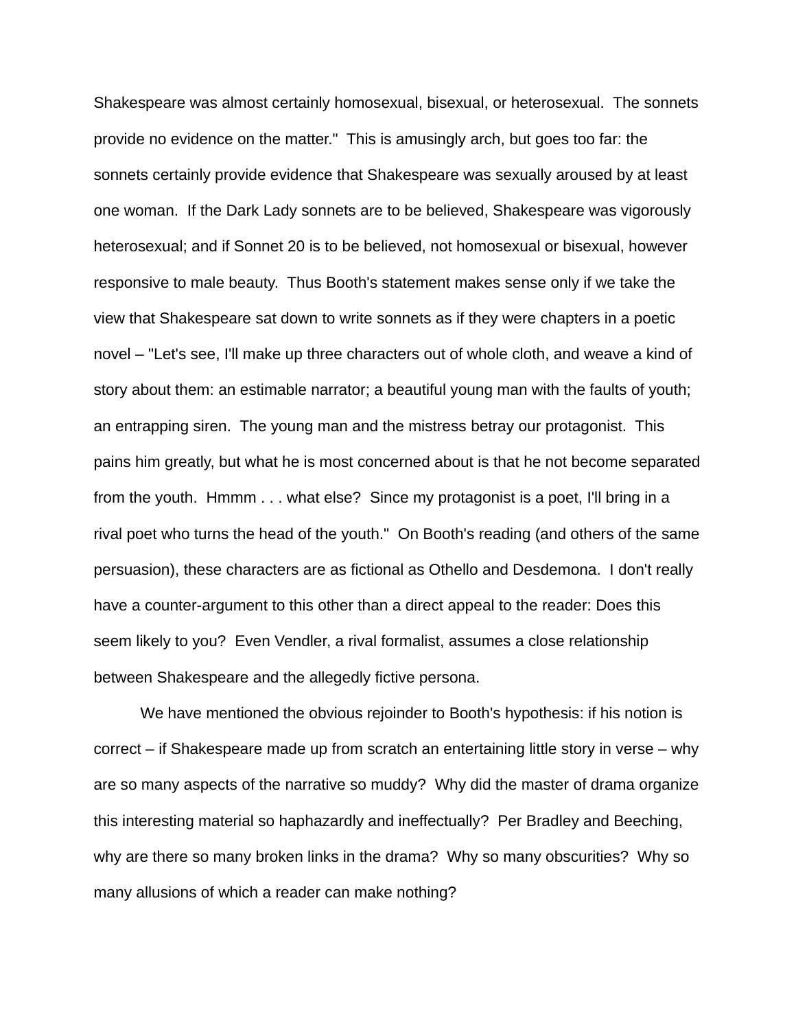Shakespeare was almost certainly homosexual, bisexual, or heterosexual. The sonnets provide no evidence on the matter." This is amusingly arch, but goes too far: the sonnets certainly provide evidence that Shakespeare was sexually aroused by at least one woman. If the Dark Lady sonnets are to be believed, Shakespeare was vigorously heterosexual; and if Sonnet 20 is to be believed, not homosexual or bisexual, however responsive to male beauty. Thus Booth's statement makes sense only if we take the view that Shakespeare sat down to write sonnets as if they were chapters in a poetic novel – "Let's see, I'll make up three characters out of whole cloth, and weave a kind of story about them: an estimable narrator; a beautiful young man with the faults of youth; an entrapping siren. The young man and the mistress betray our protagonist. This pains him greatly, but what he is most concerned about is that he not become separated from the youth. Hmmm . . . what else? Since my protagonist is a poet, I'll bring in a rival poet who turns the head of the youth." On Booth's reading (and others of the same persuasion), these characters are as fictional as Othello and Desdemona. I don't really have a counter-argument to this other than a direct appeal to the reader: Does this seem likely to you? Even Vendler, a rival formalist, assumes a close relationship between Shakespeare and the allegedly fictive persona.

We have mentioned the obvious rejoinder to Booth's hypothesis: if his notion is correct – if Shakespeare made up from scratch an entertaining little story in verse – why are so many aspects of the narrative so muddy? Why did the master of drama organize this interesting material so haphazardly and ineffectually? Per Bradley and Beeching, why are there so many broken links in the drama? Why so many obscurities? Why so many allusions of which a reader can make nothing?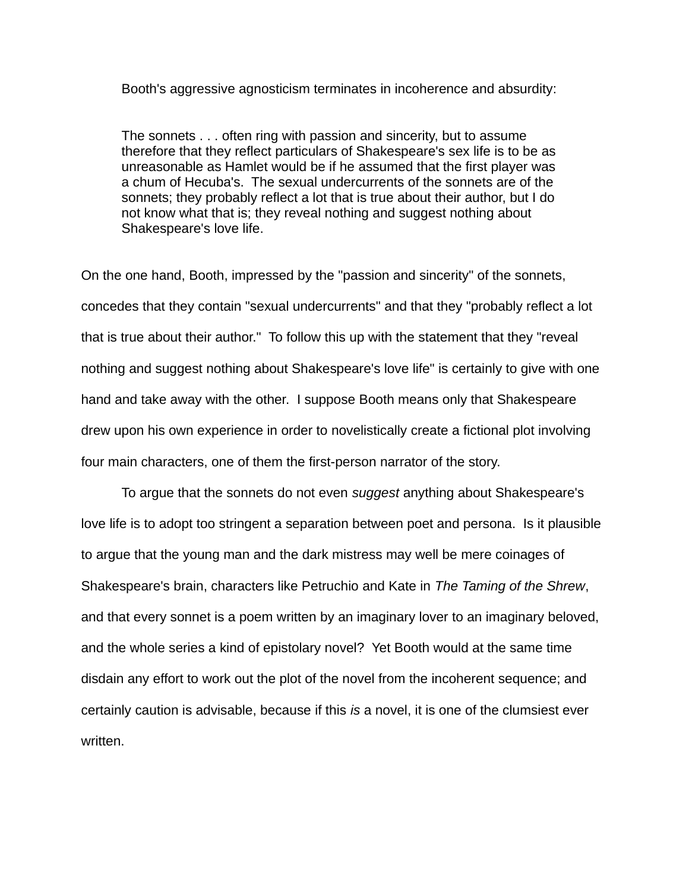Booth's aggressive agnosticism terminates in incoherence and absurdity:

> The sonnets . . . often ring with passion and sincerity, but to assume therefore that they reflect particulars of Shakespeare's sex life is to be as unreasonable as Hamlet would be if he assumed that the first player was a chum of Hecuba's. The sexual undercurrents of the sonnets are of the sonnets; they probably reflect a lot that is true about their author, but I do not know what that is; they reveal nothing and suggest nothing about Shakespeare's love life.

On the one hand, Booth, impressed by the "passion and sincerity" of the sonnets, concedes that they contain "sexual undercurrents" and that they "probably reflect a lot that is true about their author." To follow this up with the statement that they "reveal nothing and suggest nothing about Shakespeare's love life" is certainly to give with one hand and take away with the other. I suppose Booth means only that Shakespeare drew upon his own experience in order to novelistically create a fictional plot involving four main characters, one of them the first-person narrator of the story.

To argue that the sonnets do not even *suggest* anything about Shakespeare's love life is to adopt too stringent a separation between poet and persona. Is it plausible to argue that the young man and the dark mistress may well be mere coinages of Shakespeare's brain, characters like Petruchio and Kate in *The Taming of the Shrew*, and that every sonnet is a poem written by an imaginary lover to an imaginary beloved, and the whole series a kind of epistolary novel? Yet Booth would at the same time disdain any effort to work out the plot of the novel from the incoherent sequence; and certainly caution is advisable, because if this *is* a novel, it is one of the clumsiest ever written.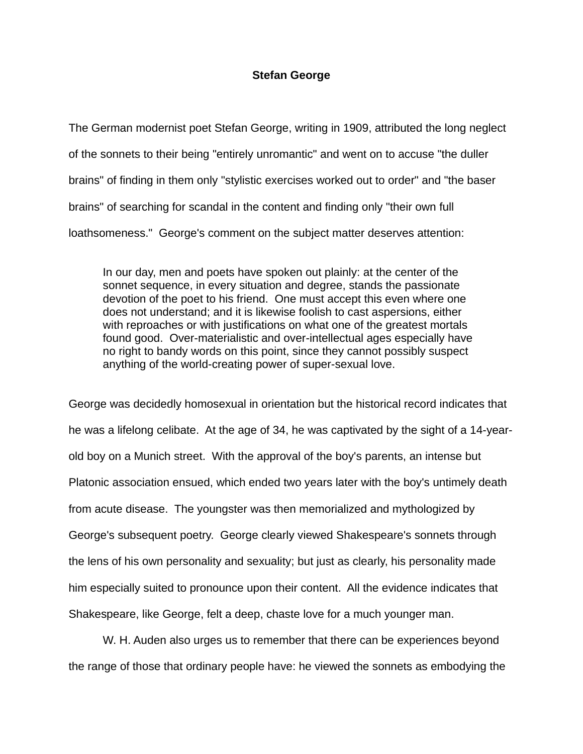**Stefan George**

The German modernist poet Stefan George, writing in 1909, attributed the long neglect of the sonnets to their being "entirely unromantic" and went on to accuse "the duller brains" of finding in them only "stylistic exercises worked out to order" and "the baser brains" of searching for scandal in the content and finding only "their own full loathsomeness." George's comment on the subject matter deserves attention:

> In our day, men and poets have spoken out plainly: at the center of the sonnet sequence, in every situation and degree, stands the passionate devotion of the poet to his friend. One must accept this even where one does not understand; and it is likewise foolish to cast aspersions, either with reproaches or with justifications on what one of the greatest mortals found good. Over-materialistic and over-intellectual ages especially have no right to bandy words on this point, since they cannot possibly suspect anything of the world-creating power of super-sexual love.

George was decidedly homosexual in orientation but the historical record indicates that he was a lifelong celibate. At the age of 34, he was captivated by the sight of a 14-year-old boy on a Munich street. With the approval of the boy's parents, an intense but Platonic association ensued, which ended two years later with the boy's untimely death from acute disease. The youngster was then memorialized and mythologized by George's subsequent poetry. George clearly viewed Shakespeare's sonnets through the lens of his own personality and sexuality; but just as clearly, his personality made him especially suited to pronounce upon their content. All the evidence indicates that Shakespeare, like George, felt a deep, chaste love for a much younger man.

W. H. Auden also urges us to remember that there can be experiences beyond the range of those that ordinary people have: he viewed the sonnets as embodying the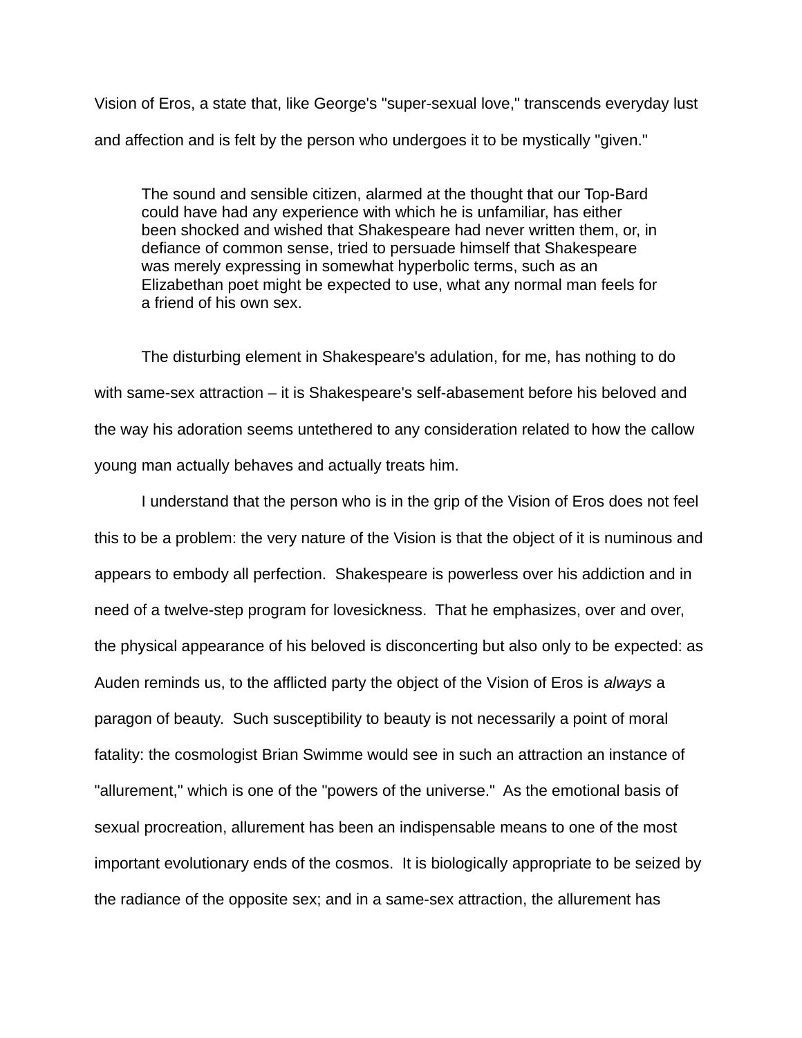Vision of Eros, a state that, like George's "super-sexual love," transcends everyday lust and affection and is felt by the person who undergoes it to be mystically "given."

> The sound and sensible citizen, alarmed at the thought that our Top-Bard could have had any experience with which he is unfamiliar, has either been shocked and wished that Shakespeare had never written them, or, in defiance of common sense, tried to persuade himself that Shakespeare was merely expressing in somewhat hyperbolic terms, such as an Elizabethan poet might be expected to use, what any normal man feels for a friend of his own sex.

The disturbing element in Shakespeare's adulation, for me, has nothing to do with same-sex attraction – it is Shakespeare's self-abasement before his beloved and the way his adoration seems untethered to any consideration related to how the callow young man actually behaves and actually treats him.

I understand that the person who is in the grip of the Vision of Eros does not feel this to be a problem: the very nature of the Vision is that the object of it is numinous and appears to embody all perfection. Shakespeare is powerless over his addiction and in need of a twelve-step program for lovesickness. That he emphasizes, over and over, the physical appearance of his beloved is disconcerting but also only to be expected: as Auden reminds us, to the afflicted party the object of the Vision of Eros is *always* a paragon of beauty. Such susceptibility to beauty is not necessarily a point of moral fatality: the cosmologist Brian Swimme would see in such an attraction an instance of "allurement," which is one of the "powers of the universe." As the emotional basis of sexual procreation, allurement has been an indispensable means to one of the most important evolutionary ends of the cosmos. It is biologically appropriate to be seized by the radiance of the opposite sex; and in a same-sex attraction, the allurement has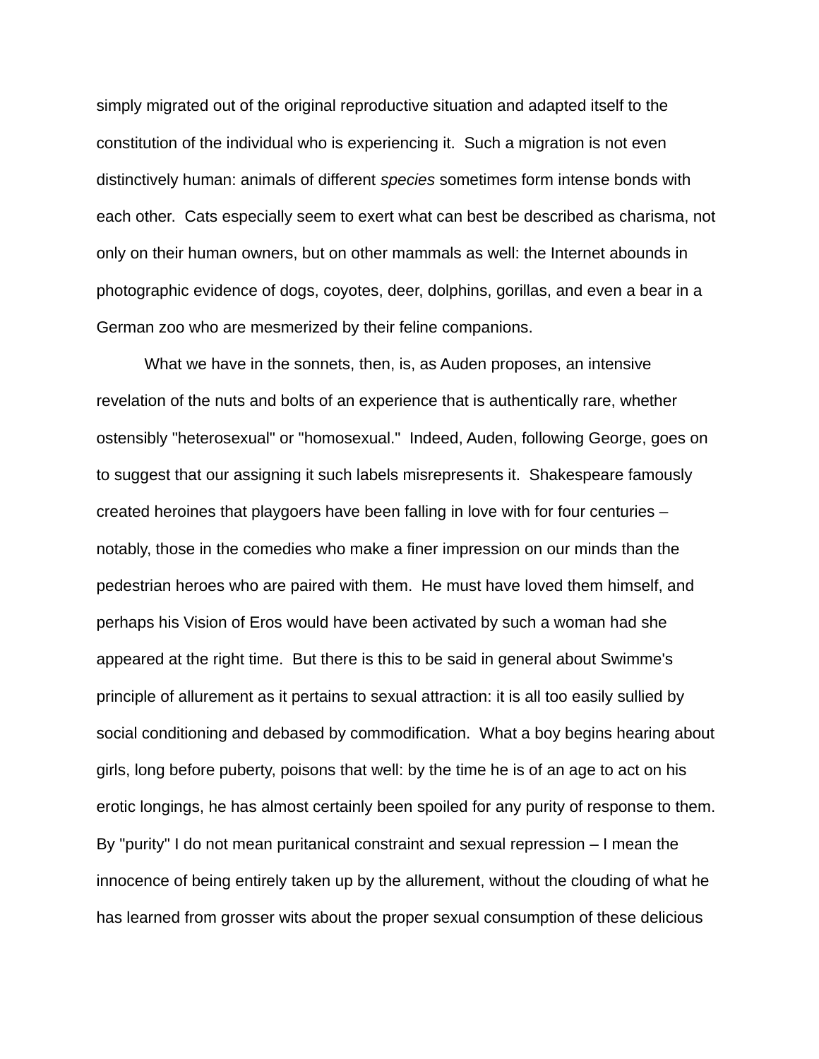simply migrated out of the original reproductive situation and adapted itself to the constitution of the individual who is experiencing it. Such a migration is not even distinctively human: animals of different *species* sometimes form intense bonds with each other. Cats especially seem to exert what can best be described as charisma, not only on their human owners, but on other mammals as well: the Internet abounds in photographic evidence of dogs, coyotes, deer, dolphins, gorillas, and even a bear in a German zoo who are mesmerized by their feline companions.

What we have in the sonnets, then, is, as Auden proposes, an intensive revelation of the nuts and bolts of an experience that is authentically rare, whether ostensibly "heterosexual" or "homosexual." Indeed, Auden, following George, goes on to suggest that our assigning it such labels misrepresents it. Shakespeare famously created heroines that playgoers have been falling in love with for four centuries – notably, those in the comedies who make a finer impression on our minds than the pedestrian heroes who are paired with them. He must have loved them himself, and perhaps his Vision of Eros would have been activated by such a woman had she appeared at the right time. But there is this to be said in general about Swimme's principle of allurement as it pertains to sexual attraction: it is all too easily sullied by social conditioning and debased by commodification. What a boy begins hearing about girls, long before puberty, poisons that well: by the time he is of an age to act on his erotic longings, he has almost certainly been spoiled for any purity of response to them. By "purity" I do not mean puritanical constraint and sexual repression – I mean the innocence of being entirely taken up by the allurement, without the clouding of what he has learned from grosser wits about the proper sexual consumption of these delicious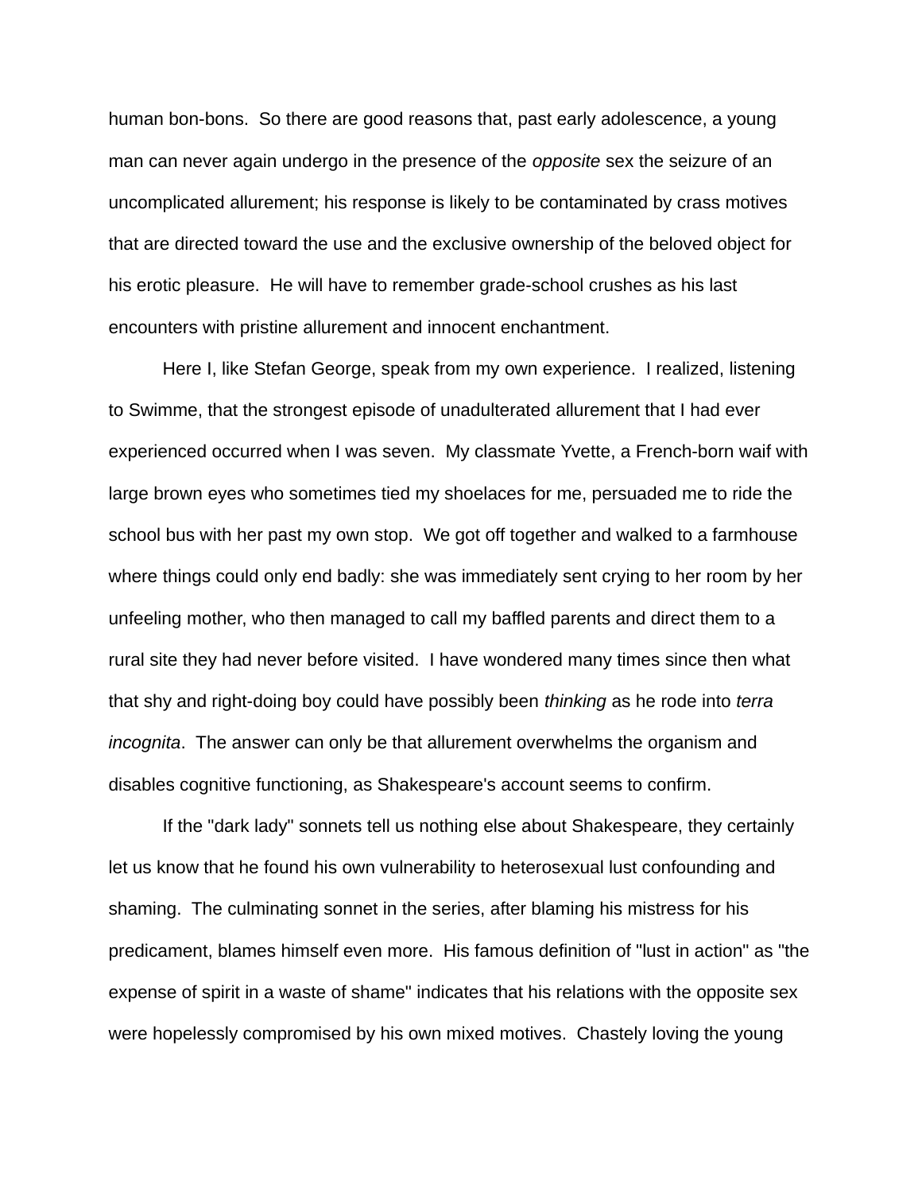human bon-bons. So there are good reasons that, past early adolescence, a young man can never again undergo in the presence of the *opposite* sex the seizure of an uncomplicated allurement; his response is likely to be contaminated by crass motives that are directed toward the use and the exclusive ownership of the beloved object for his erotic pleasure. He will have to remember grade-school crushes as his last encounters with pristine allurement and innocent enchantment.

Here I, like Stefan George, speak from my own experience. I realized, listening to Swimme, that the strongest episode of unadulterated allurement that I had ever experienced occurred when I was seven. My classmate Yvette, a French-born waif with large brown eyes who sometimes tied my shoelaces for me, persuaded me to ride the school bus with her past my own stop. We got off together and walked to a farmhouse where things could only end badly: she was immediately sent crying to her room by her unfeeling mother, who then managed to call my baffled parents and direct them to a rural site they had never before visited. I have wondered many times since then what that shy and right-doing boy could have possibly been *thinking* as he rode into *terra incognita*. The answer can only be that allurement overwhelms the organism and disables cognitive functioning, as Shakespeare's account seems to confirm.

If the "dark lady" sonnets tell us nothing else about Shakespeare, they certainly let us know that he found his own vulnerability to heterosexual lust confounding and shaming. The culminating sonnet in the series, after blaming his mistress for his predicament, blames himself even more. His famous definition of "lust in action" as "the expense of spirit in a waste of shame" indicates that his relations with the opposite sex were hopelessly compromised by his own mixed motives. Chastely loving the young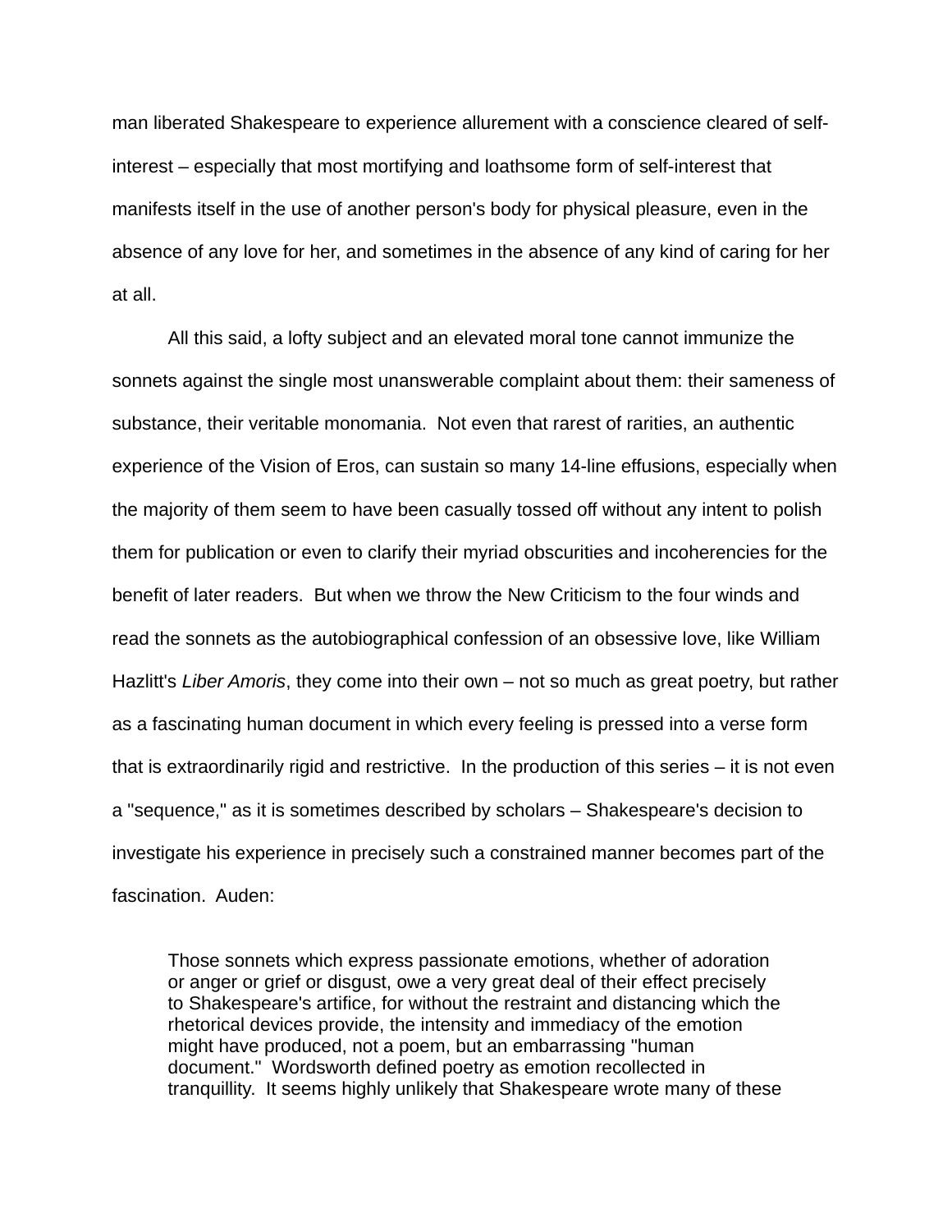man liberated Shakespeare to experience allurement with a conscience cleared of self-interest – especially that most mortifying and loathsome form of self-interest that manifests itself in the use of another person's body for physical pleasure, even in the absence of any love for her, and sometimes in the absence of any kind of caring for her at all.

All this said, a lofty subject and an elevated moral tone cannot immunize the sonnets against the single most unanswerable complaint about them: their sameness of substance, their veritable monomania. Not even that rarest of rarities, an authentic experience of the Vision of Eros, can sustain so many 14-line effusions, especially when the majority of them seem to have been casually tossed off without any intent to polish them for publication or even to clarify their myriad obscurities and incoherencies for the benefit of later readers. But when we throw the New Criticism to the four winds and read the sonnets as the autobiographical confession of an obsessive love, like William Hazlitt's *Liber Amoris*, they come into their own – not so much as great poetry, but rather as a fascinating human document in which every feeling is pressed into a verse form that is extraordinarily rigid and restrictive. In the production of this series – it is not even a "sequence," as it is sometimes described by scholars – Shakespeare's decision to investigate his experience in precisely such a constrained manner becomes part of the fascination. Auden:

> Those sonnets which express passionate emotions, whether of adoration or anger or grief or disgust, owe a very great deal of their effect precisely to Shakespeare's artifice, for without the restraint and distancing which the rhetorical devices provide, the intensity and immediacy of the emotion might have produced, not a poem, but an embarrassing "human document." Wordsworth defined poetry as emotion recollected in tranquillity. It seems highly unlikely that Shakespeare wrote many of these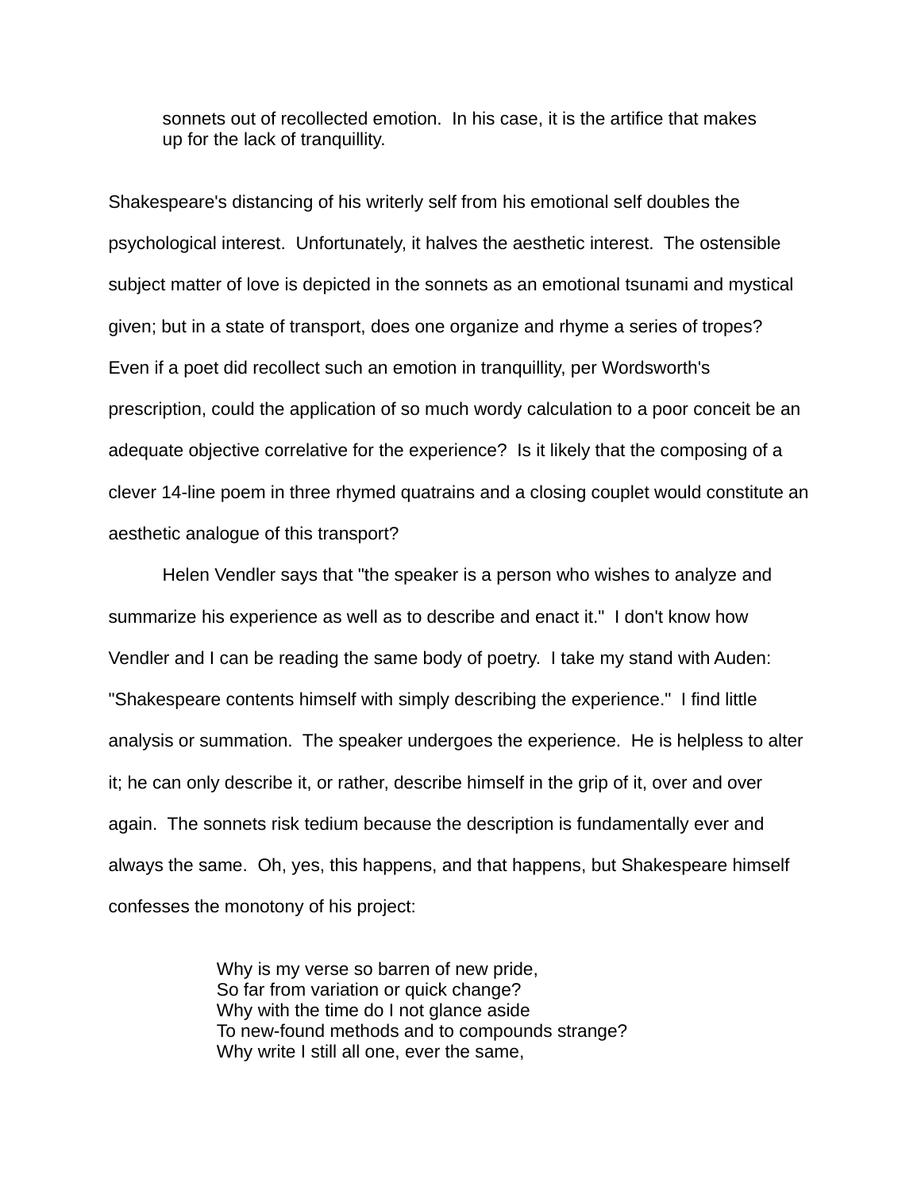> sonnets out of recollected emotion. In his case, it is the artifice that makes up for the lack of tranquillity.

Shakespeare's distancing of his writerly self from his emotional self doubles the psychological interest. Unfortunately, it halves the aesthetic interest. The ostensible subject matter of love is depicted in the sonnets as an emotional tsunami and mystical given; but in a state of transport, does one organize and rhyme a series of tropes? Even if a poet did recollect such an emotion in tranquillity, per Wordsworth's prescription, could the application of so much wordy calculation to a poor conceit be an adequate objective correlative for the experience? Is it likely that the composing of a clever 14-line poem in three rhymed quatrains and a closing couplet would constitute an aesthetic analogue of this transport?

Helen Vendler says that "the speaker is a person who wishes to analyze and summarize his experience as well as to describe and enact it." I don't know how Vendler and I can be reading the same body of poetry. I take my stand with Auden: "Shakespeare contents himself with simply describing the experience." I find little analysis or summation. The speaker undergoes the experience. He is helpless to alter it; he can only describe it, or rather, describe himself in the grip of it, over and over again. The sonnets risk tedium because the description is fundamentally ever and always the same. Oh, yes, this happens, and that happens, but Shakespeare himself confesses the monotony of his project:

> Why is my verse so barren of new pride,
> So far from variation or quick change?
> Why with the time do I not glance aside
> To new-found methods and to compounds strange?
> Why write I still all one, ever the same,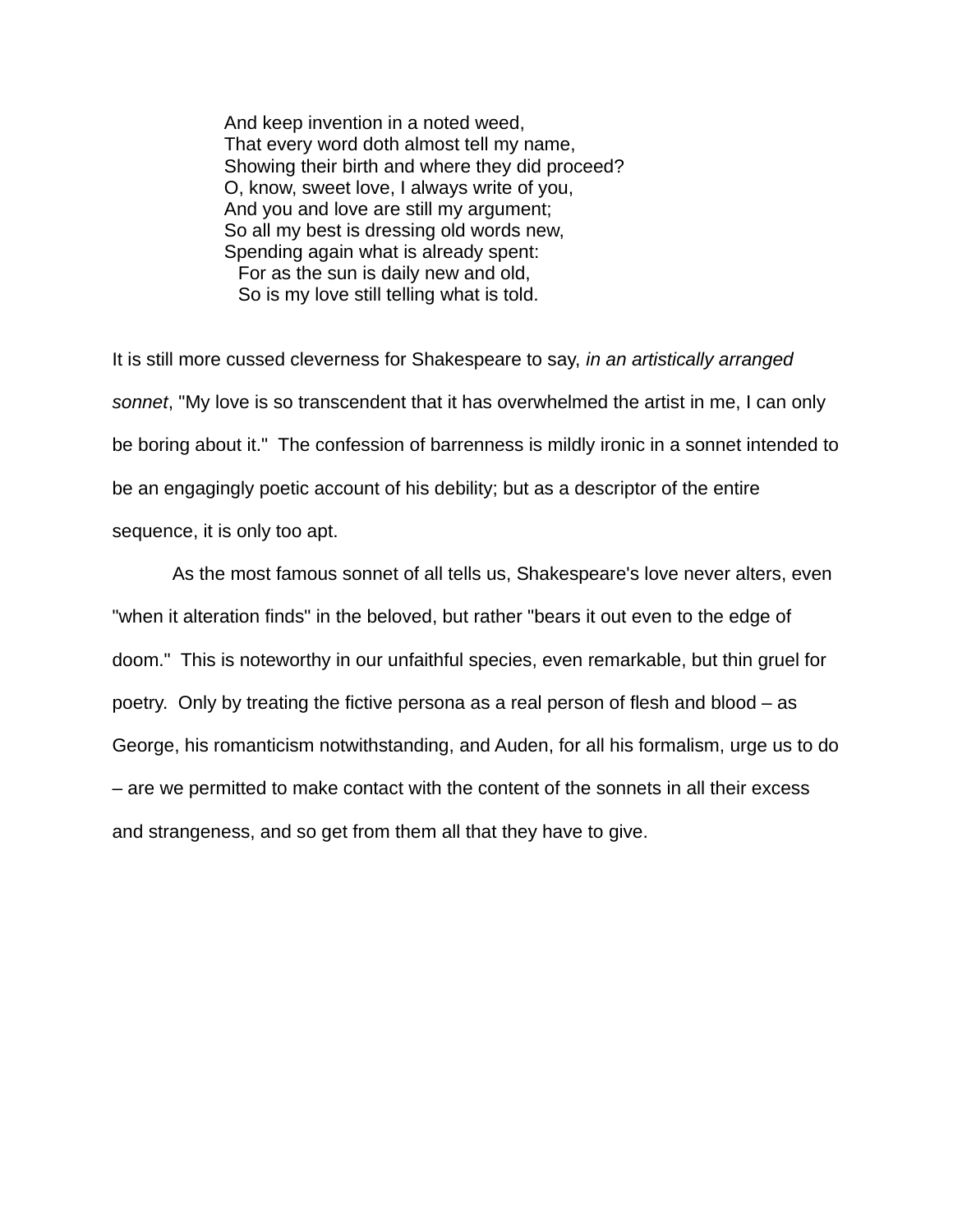> And keep invention in a noted weed,
> That every word doth almost tell my name,
> Showing their birth and where they did proceed?
> O, know, sweet love, I always write of you,
> And you and love are still my argument;
> So all my best is dressing old words new,
> Spending again what is already spent:
>   For as the sun is daily new and old,
>   So is my love still telling what is told.

It is still more cussed cleverness for Shakespeare to say, *in an artistically arranged sonnet*, "My love is so transcendent that it has overwhelmed the artist in me, I can only be boring about it." The confession of barrenness is mildly ironic in a sonnet intended to be an engagingly poetic account of his debility; but as a descriptor of the entire sequence, it is only too apt.

As the most famous sonnet of all tells us, Shakespeare's love never alters, even "when it alteration finds" in the beloved, but rather "bears it out even to the edge of doom." This is noteworthy in our unfaithful species, even remarkable, but thin gruel for poetry. Only by treating the fictive persona as a real person of flesh and blood – as George, his romanticism notwithstanding, and Auden, for all his formalism, urge us to do – are we permitted to make contact with the content of the sonnets in all their excess and strangeness, and so get from them all that they have to give.